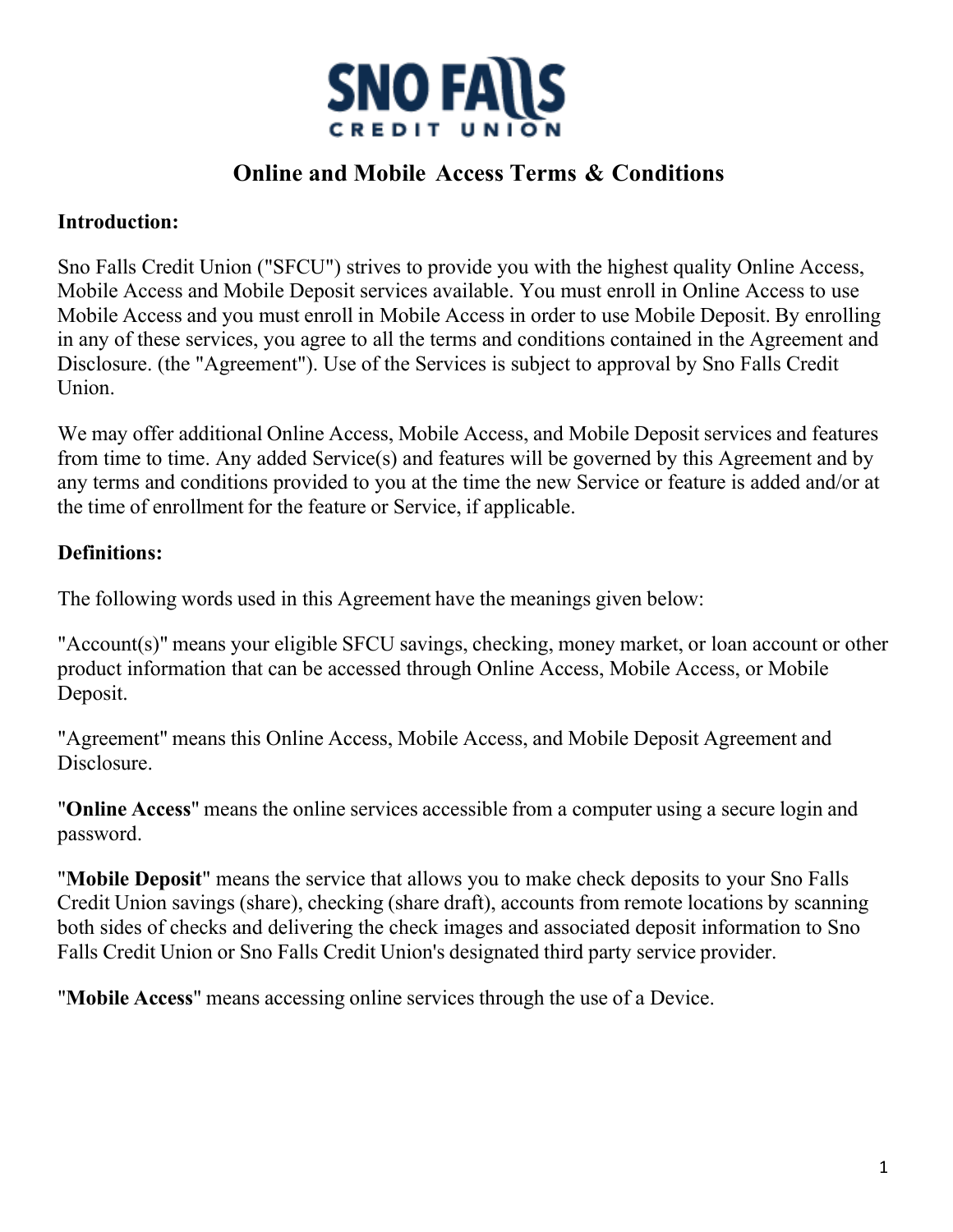SNO FALLS CREDIT UNION

# Online and Mobile Access Terms & Conditions

**Introduction:**

Sno Falls Credit Union ("SFCU") strives to provide you with the highest quality Online Access, Mobile Access and Mobile Deposit services available. You must enroll in Online Access to use Mobile Access and you must enroll in Mobile Access in order to use Mobile Deposit. By enrolling in any of these services, you agree to all the terms and conditions contained in the Agreement and Disclosure. (the "Agreement"). Use of the Services is subject to approval by Sno Falls Credit Union.

We may offer additional Online Access, Mobile Access, and Mobile Deposit services and features from time to time. Any added Service(s) and features will be governed by this Agreement and by any terms and conditions provided to you at the time the new Service or feature is added and/or at the time of enrollment for the feature or Service, if applicable.

**Definitions:**

The following words used in this Agreement have the meanings given below:

"Account(s)" means your eligible SFCU savings, checking, money market, or loan account or other product information that can be accessed through Online Access, Mobile Access, or Mobile Deposit.

"Agreement" means this Online Access, Mobile Access, and Mobile Deposit Agreement and Disclosure.

"**Online Access**" means the online services accessible from a computer using a secure login and password.

"**Mobile Deposit**" means the service that allows you to make check deposits to your Sno Falls Credit Union savings (share), checking (share draft), accounts from remote locations by scanning both sides of checks and delivering the check images and associated deposit information to Sno Falls Credit Union or Sno Falls Credit Union's designated third party service provider.

"**Mobile Access**" means accessing online services through the use of a Device.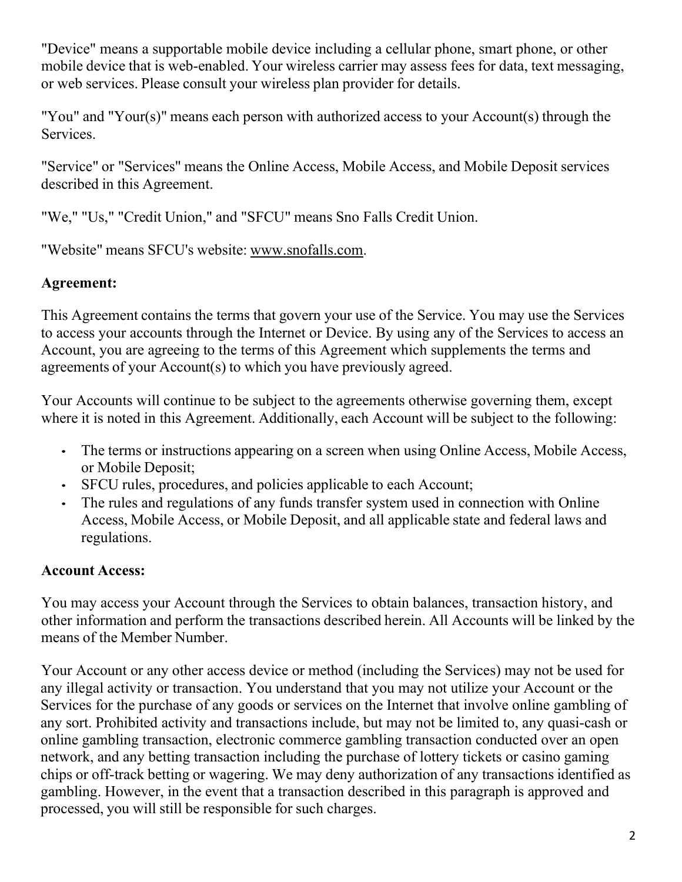"Device" means a supportable mobile device including a cellular phone, smart phone, or other mobile device that is web-enabled. Your wireless carrier may assess fees for data, text messaging, or web services. Please consult your wireless plan provider for details.

"You" and "Your(s)" means each person with authorized access to your Account(s) through the Services.

"Service" or "Services" means the Online Access, Mobile Access, and Mobile Deposit services described in this Agreement.

"We," "Us," "Credit Union," and "SFCU" means Sno Falls Credit Union.

"Website" means SFCU's website: www.snofalls.com.

**Agreement:**

This Agreement contains the terms that govern your use of the Service. You may use the Services to access your accounts through the Internet or Device. By using any of the Services to access an Account, you are agreeing to the terms of this Agreement which supplements the terms and agreements of your Account(s) to which you have previously agreed.

Your Accounts will continue to be subject to the agreements otherwise governing them, except where it is noted in this Agreement. Additionally, each Account will be subject to the following:

- The terms or instructions appearing on a screen when using Online Access, Mobile Access, or Mobile Deposit;
- SFCU rules, procedures, and policies applicable to each Account;
- The rules and regulations of any funds transfer system used in connection with Online Access, Mobile Access, or Mobile Deposit, and all applicable state and federal laws and regulations.

**Account Access:**

You may access your Account through the Services to obtain balances, transaction history, and other information and perform the transactions described herein. All Accounts will be linked by the means of the Member Number.

Your Account or any other access device or method (including the Services) may not be used for any illegal activity or transaction. You understand that you may not utilize your Account or the Services for the purchase of any goods or services on the Internet that involve online gambling of any sort. Prohibited activity and transactions include, but may not be limited to, any quasi-cash or online gambling transaction, electronic commerce gambling transaction conducted over an open network, and any betting transaction including the purchase of lottery tickets or casino gaming chips or off-track betting or wagering. We may deny authorization of any transactions identified as gambling. However, in the event that a transaction described in this paragraph is approved and processed, you will still be responsible for such charges.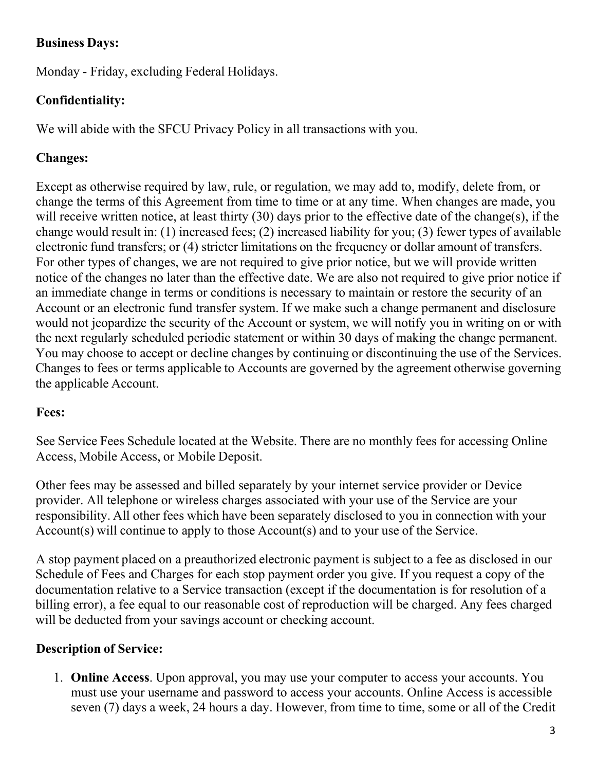**Business Days:**

Monday - Friday, excluding Federal Holidays.

**Confidentiality:**

We will abide with the SFCU Privacy Policy in all transactions with you.

**Changes:**

Except as otherwise required by law, rule, or regulation, we may add to, modify, delete from, or change the terms of this Agreement from time to time or at any time. When changes are made, you will receive written notice, at least thirty (30) days prior to the effective date of the change(s), if the change would result in: (1) increased fees; (2) increased liability for you; (3) fewer types of available electronic fund transfers; or (4) stricter limitations on the frequency or dollar amount of transfers. For other types of changes, we are not required to give prior notice, but we will provide written notice of the changes no later than the effective date. We are also not required to give prior notice if an immediate change in terms or conditions is necessary to maintain or restore the security of an Account or an electronic fund transfer system. If we make such a change permanent and disclosure would not jeopardize the security of the Account or system, we will notify you in writing on or with the next regularly scheduled periodic statement or within 30 days of making the change permanent. You may choose to accept or decline changes by continuing or discontinuing the use of the Services. Changes to fees or terms applicable to Accounts are governed by the agreement otherwise governing the applicable Account.

**Fees:**

See Service Fees Schedule located at the Website. There are no monthly fees for accessing Online Access, Mobile Access, or Mobile Deposit.

Other fees may be assessed and billed separately by your internet service provider or Device provider. All telephone or wireless charges associated with your use of the Service are your responsibility. All other fees which have been separately disclosed to you in connection with your Account(s) will continue to apply to those Account(s) and to your use of the Service.

A stop payment placed on a preauthorized electronic payment is subject to a fee as disclosed in our Schedule of Fees and Charges for each stop payment order you give. If you request a copy of the documentation relative to a Service transaction (except if the documentation is for resolution of a billing error), a fee equal to our reasonable cost of reproduction will be charged. Any fees charged will be deducted from your savings account or checking account.

**Description of Service:**

1. **Online Access**. Upon approval, you may use your computer to access your accounts. You must use your username and password to access your accounts. Online Access is accessible seven (7) days a week, 24 hours a day. However, from time to time, some or all of the Credit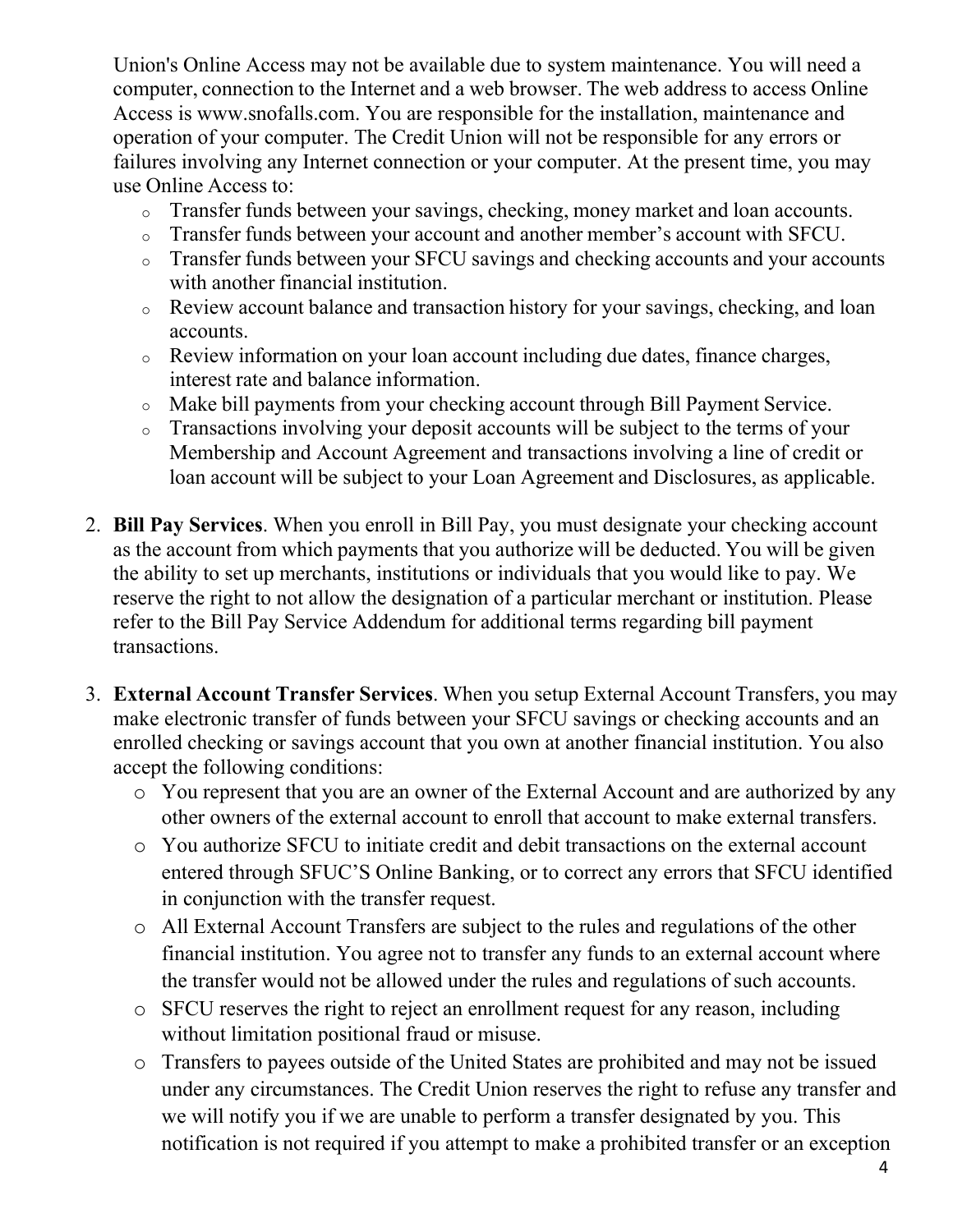Union's Online Access may not be available due to system maintenance. You will need a computer, connection to the Internet and a web browser. The web address to access Online Access is www.snofalls.com. You are responsible for the installation, maintenance and operation of your computer. The Credit Union will not be responsible for any errors or failures involving any Internet connection or your computer. At the present time, you may use Online Access to:

- Transfer funds between your savings, checking, money market and loan accounts.
- Transfer funds between your account and another member's account with SFCU.
- Transfer funds between your SFCU savings and checking accounts and your accounts with another financial institution.
- Review account balance and transaction history for your savings, checking, and loan accounts.
- Review information on your loan account including due dates, finance charges, interest rate and balance information.
- Make bill payments from your checking account through Bill Payment Service.
- Transactions involving your deposit accounts will be subject to the terms of your Membership and Account Agreement and transactions involving a line of credit or loan account will be subject to your Loan Agreement and Disclosures, as applicable.

2. **Bill Pay Services**. When you enroll in Bill Pay, you must designate your checking account as the account from which payments that you authorize will be deducted. You will be given the ability to set up merchants, institutions or individuals that you would like to pay. We reserve the right to not allow the designation of a particular merchant or institution. Please refer to the Bill Pay Service Addendum for additional terms regarding bill payment transactions.

3. **External Account Transfer Services**. When you setup External Account Transfers, you may make electronic transfer of funds between your SFCU savings or checking accounts and an enrolled checking or savings account that you own at another financial institution. You also accept the following conditions:
   - You represent that you are an owner of the External Account and are authorized by any other owners of the external account to enroll that account to make external transfers.
   - You authorize SFCU to initiate credit and debit transactions on the external account entered through SFUC'S Online Banking, or to correct any errors that SFCU identified in conjunction with the transfer request.
   - All External Account Transfers are subject to the rules and regulations of the other financial institution. You agree not to transfer any funds to an external account where the transfer would not be allowed under the rules and regulations of such accounts.
   - SFCU reserves the right to reject an enrollment request for any reason, including without limitation positional fraud or misuse.
   - Transfers to payees outside of the United States are prohibited and may not be issued under any circumstances. The Credit Union reserves the right to refuse any transfer and we will notify you if we are unable to perform a transfer designated by you. This notification is not required if you attempt to make a prohibited transfer or an exception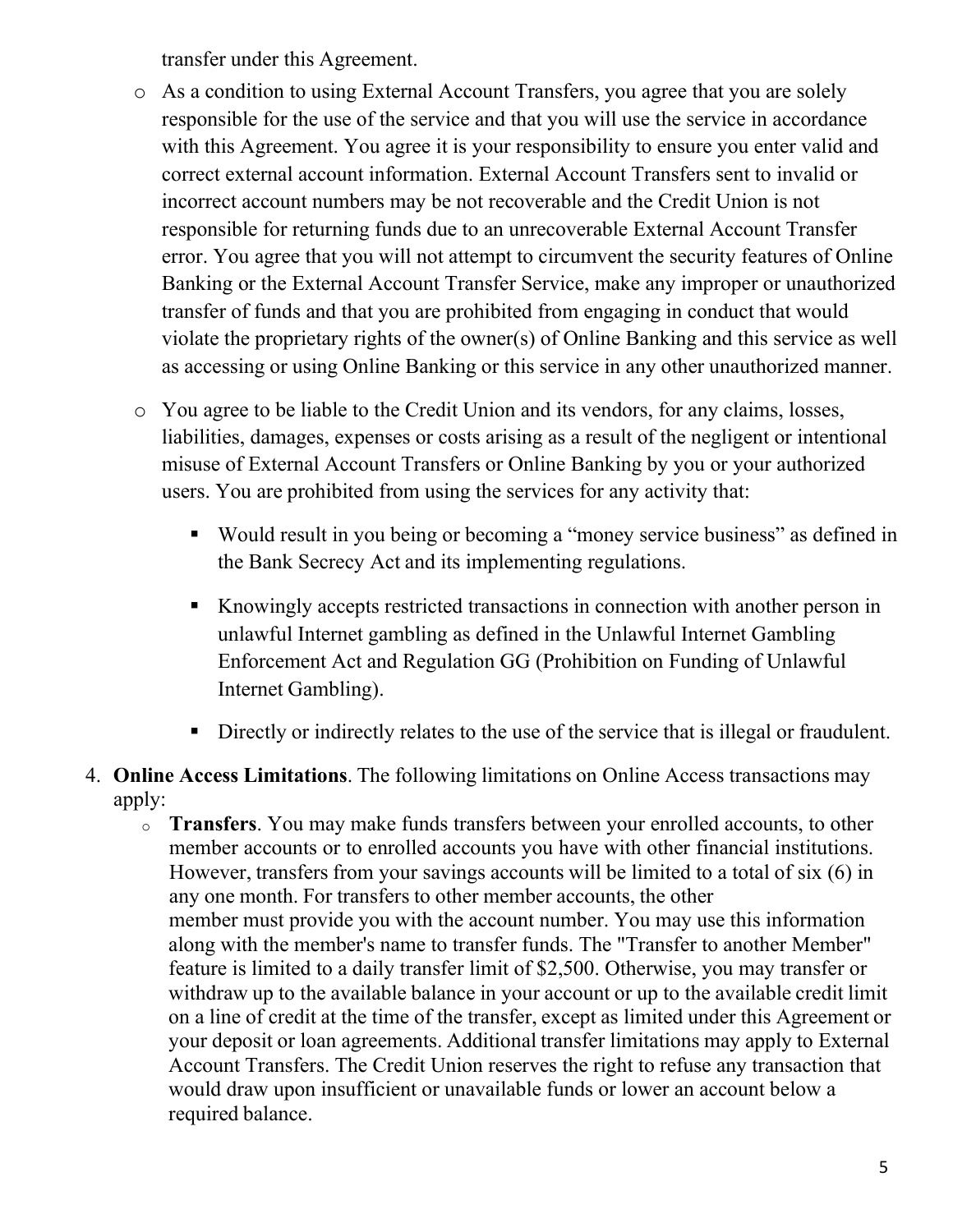transfer under this Agreement.

- As a condition to using External Account Transfers, you agree that you are solely responsible for the use of the service and that you will use the service in accordance with this Agreement. You agree it is your responsibility to ensure you enter valid and correct external account information. External Account Transfers sent to invalid or incorrect account numbers may be not recoverable and the Credit Union is not responsible for returning funds due to an unrecoverable External Account Transfer error. You agree that you will not attempt to circumvent the security features of Online Banking or the External Account Transfer Service, make any improper or unauthorized transfer of funds and that you are prohibited from engaging in conduct that would violate the proprietary rights of the owner(s) of Online Banking and this service as well as accessing or using Online Banking or this service in any other unauthorized manner.
- You agree to be liable to the Credit Union and its vendors, for any claims, losses, liabilities, damages, expenses or costs arising as a result of the negligent or intentional misuse of External Account Transfers or Online Banking by you or your authorized users. You are prohibited from using the services for any activity that:
  - Would result in you being or becoming a "money service business" as defined in the Bank Secrecy Act and its implementing regulations.
  - Knowingly accepts restricted transactions in connection with another person in unlawful Internet gambling as defined in the Unlawful Internet Gambling Enforcement Act and Regulation GG (Prohibition on Funding of Unlawful Internet Gambling).
  - Directly or indirectly relates to the use of the service that is illegal or fraudulent.

4. **Online Access Limitations**. The following limitations on Online Access transactions may apply:
   - **Transfers**. You may make funds transfers between your enrolled accounts, to other member accounts or to enrolled accounts you have with other financial institutions. However, transfers from your savings accounts will be limited to a total of six (6) in any one month. For transfers to other member accounts, the other member must provide you with the account number. You may use this information along with the member's name to transfer funds. The "Transfer to another Member" feature is limited to a daily transfer limit of $2,500. Otherwise, you may transfer or withdraw up to the available balance in your account or up to the available credit limit on a line of credit at the time of the transfer, except as limited under this Agreement or your deposit or loan agreements. Additional transfer limitations may apply to External Account Transfers. The Credit Union reserves the right to refuse any transaction that would draw upon insufficient or unavailable funds or lower an account below a required balance.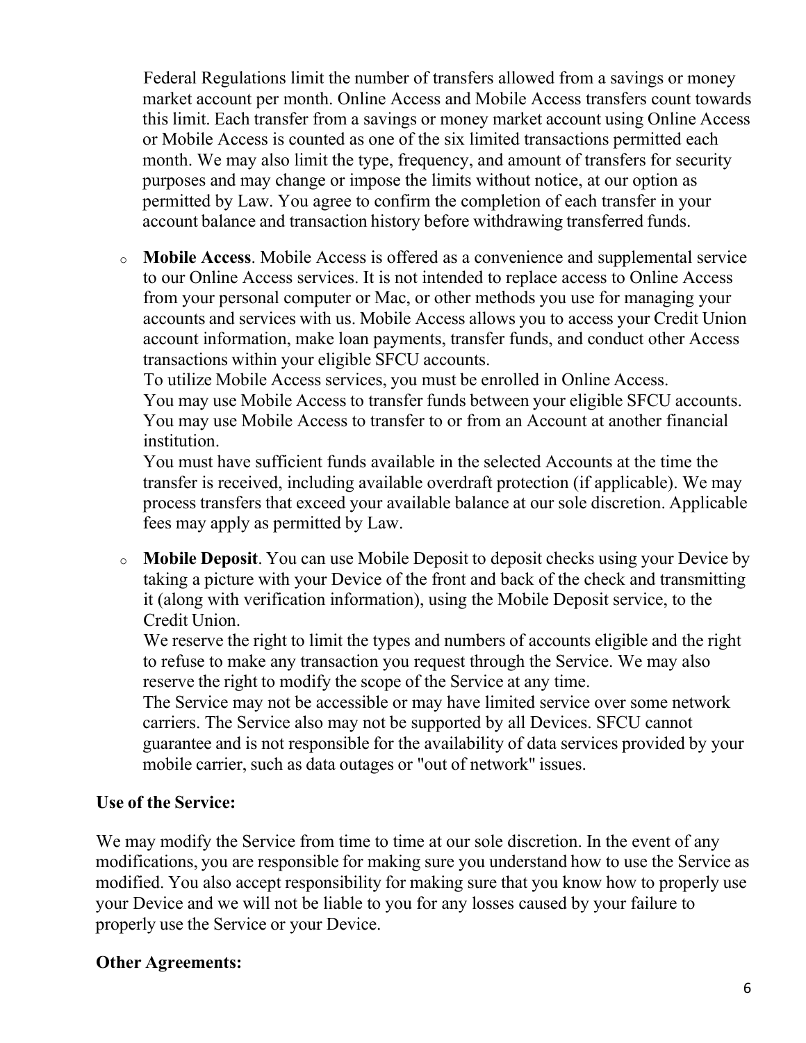Federal Regulations limit the number of transfers allowed from a savings or money market account per month. Online Access and Mobile Access transfers count towards this limit. Each transfer from a savings or money market account using Online Access or Mobile Access is counted as one of the six limited transactions permitted each month. We may also limit the type, frequency, and amount of transfers for security purposes and may change or impose the limits without notice, at our option as permitted by Law. You agree to confirm the completion of each transfer in your account balance and transaction history before withdrawing transferred funds.

- **Mobile Access**. Mobile Access is offered as a convenience and supplemental service to our Online Access services. It is not intended to replace access to Online Access from your personal computer or Mac, or other methods you use for managing your accounts and services with us. Mobile Access allows you to access your Credit Union account information, make loan payments, transfer funds, and conduct other Access transactions within your eligible SFCU accounts.
  To utilize Mobile Access services, you must be enrolled in Online Access.
  You may use Mobile Access to transfer funds between your eligible SFCU accounts. You may use Mobile Access to transfer to or from an Account at another financial institution.
  You must have sufficient funds available in the selected Accounts at the time the transfer is received, including available overdraft protection (if applicable). We may process transfers that exceed your available balance at our sole discretion. Applicable fees may apply as permitted by Law.

- **Mobile Deposit**. You can use Mobile Deposit to deposit checks using your Device by taking a picture with your Device of the front and back of the check and transmitting it (along with verification information), using the Mobile Deposit service, to the Credit Union.
  We reserve the right to limit the types and numbers of accounts eligible and the right to refuse to make any transaction you request through the Service. We may also reserve the right to modify the scope of the Service at any time.
  The Service may not be accessible or may have limited service over some network carriers. The Service also may not be supported by all Devices. SFCU cannot guarantee and is not responsible for the availability of data services provided by your mobile carrier, such as data outages or "out of network" issues.

**Use of the Service:**

We may modify the Service from time to time at our sole discretion. In the event of any modifications, you are responsible for making sure you understand how to use the Service as modified. You also accept responsibility for making sure that you know how to properly use your Device and we will not be liable to you for any losses caused by your failure to properly use the Service or your Device.

**Other Agreements:**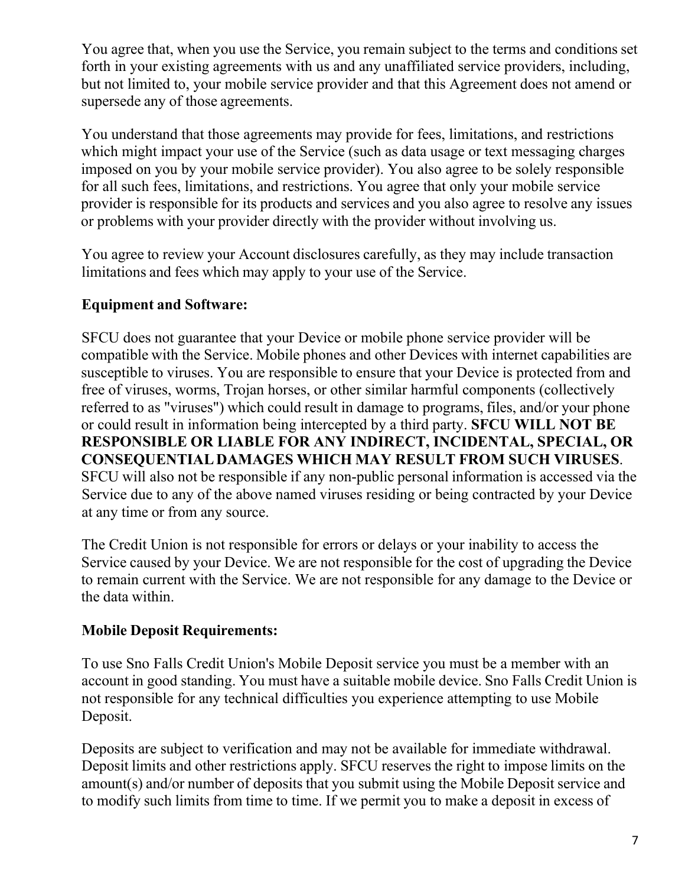You agree that, when you use the Service, you remain subject to the terms and conditions set forth in your existing agreements with us and any unaffiliated service providers, including, but not limited to, your mobile service provider and that this Agreement does not amend or supersede any of those agreements.

You understand that those agreements may provide for fees, limitations, and restrictions which might impact your use of the Service (such as data usage or text messaging charges imposed on you by your mobile service provider). You also agree to be solely responsible for all such fees, limitations, and restrictions. You agree that only your mobile service provider is responsible for its products and services and you also agree to resolve any issues or problems with your provider directly with the provider without involving us.

You agree to review your Account disclosures carefully, as they may include transaction limitations and fees which may apply to your use of the Service.

**Equipment and Software:**

SFCU does not guarantee that your Device or mobile phone service provider will be compatible with the Service. Mobile phones and other Devices with internet capabilities are susceptible to viruses. You are responsible to ensure that your Device is protected from and free of viruses, worms, Trojan horses, or other similar harmful components (collectively referred to as "viruses") which could result in damage to programs, files, and/or your phone or could result in information being intercepted by a third party. **SFCU WILL NOT BE RESPONSIBLE OR LIABLE FOR ANY INDIRECT, INCIDENTAL, SPECIAL, OR CONSEQUENTIAL DAMAGES WHICH MAY RESULT FROM SUCH VIRUSES**. SFCU will also not be responsible if any non-public personal information is accessed via the Service due to any of the above named viruses residing or being contracted by your Device at any time or from any source.

The Credit Union is not responsible for errors or delays or your inability to access the Service caused by your Device. We are not responsible for the cost of upgrading the Device to remain current with the Service. We are not responsible for any damage to the Device or the data within.

**Mobile Deposit Requirements:**

To use Sno Falls Credit Union's Mobile Deposit service you must be a member with an account in good standing. You must have a suitable mobile device. Sno Falls Credit Union is not responsible for any technical difficulties you experience attempting to use Mobile Deposit.

Deposits are subject to verification and may not be available for immediate withdrawal. Deposit limits and other restrictions apply. SFCU reserves the right to impose limits on the amount(s) and/or number of deposits that you submit using the Mobile Deposit service and to modify such limits from time to time. If we permit you to make a deposit in excess of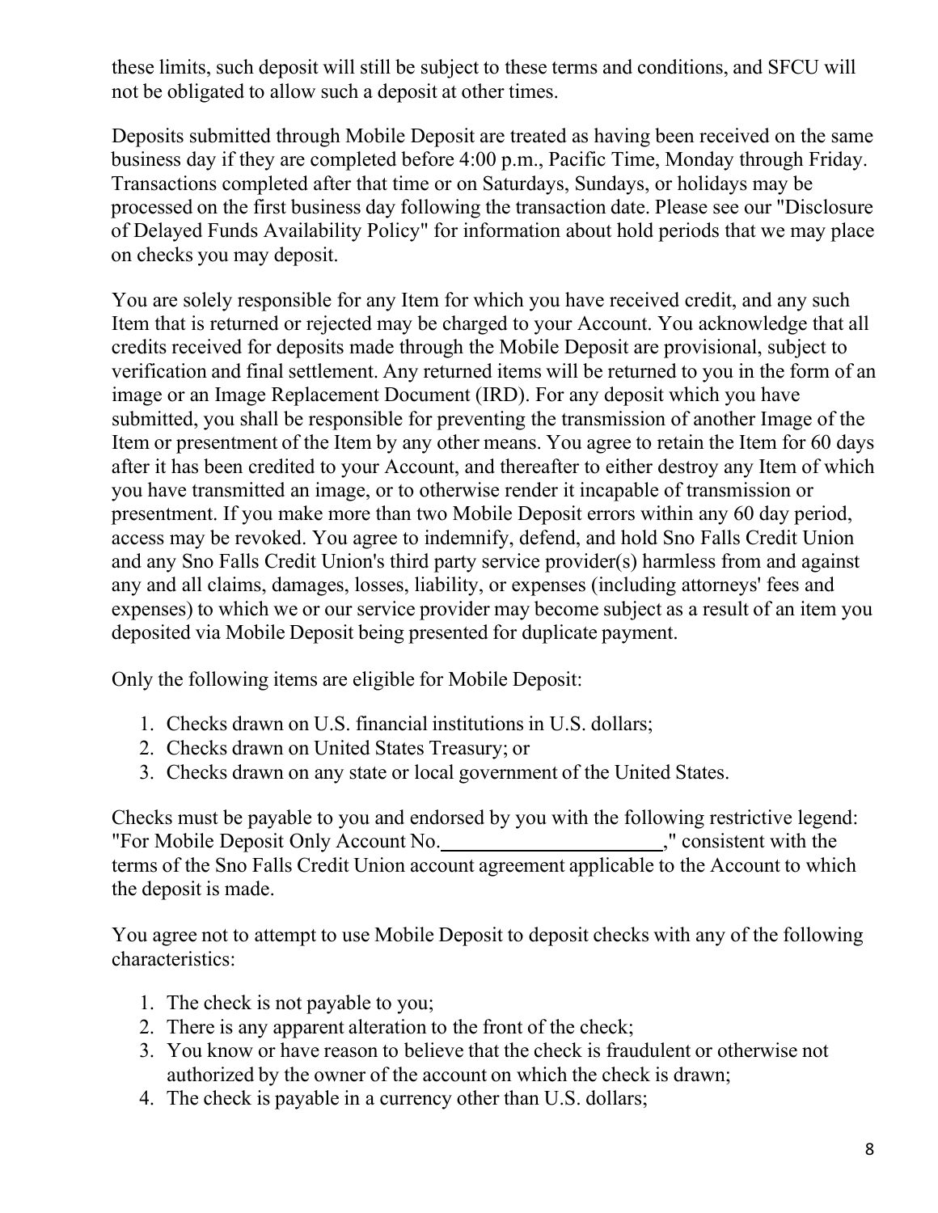these limits, such deposit will still be subject to these terms and conditions, and SFCU will not be obligated to allow such a deposit at other times.

Deposits submitted through Mobile Deposit are treated as having been received on the same business day if they are completed before 4:00 p.m., Pacific Time, Monday through Friday. Transactions completed after that time or on Saturdays, Sundays, or holidays may be processed on the first business day following the transaction date. Please see our "Disclosure of Delayed Funds Availability Policy" for information about hold periods that we may place on checks you may deposit.

You are solely responsible for any Item for which you have received credit, and any such Item that is returned or rejected may be charged to your Account. You acknowledge that all credits received for deposits made through the Mobile Deposit are provisional, subject to verification and final settlement. Any returned items will be returned to you in the form of an image or an Image Replacement Document (IRD). For any deposit which you have submitted, you shall be responsible for preventing the transmission of another Image of the Item or presentment of the Item by any other means. You agree to retain the Item for 60 days after it has been credited to your Account, and thereafter to either destroy any Item of which you have transmitted an image, or to otherwise render it incapable of transmission or presentment. If you make more than two Mobile Deposit errors within any 60 day period, access may be revoked. You agree to indemnify, defend, and hold Sno Falls Credit Union and any Sno Falls Credit Union's third party service provider(s) harmless from and against any and all claims, damages, losses, liability, or expenses (including attorneys' fees and expenses) to which we or our service provider may become subject as a result of an item you deposited via Mobile Deposit being presented for duplicate payment.

Only the following items are eligible for Mobile Deposit:

1. Checks drawn on U.S. financial institutions in U.S. dollars;
2. Checks drawn on United States Treasury; or
3. Checks drawn on any state or local government of the United States.

Checks must be payable to you and endorsed by you with the following restrictive legend: "For Mobile Deposit Only Account No.______________________," consistent with the terms of the Sno Falls Credit Union account agreement applicable to the Account to which the deposit is made.

You agree not to attempt to use Mobile Deposit to deposit checks with any of the following characteristics:

1. The check is not payable to you;
2. There is any apparent alteration to the front of the check;
3. You know or have reason to believe that the check is fraudulent or otherwise not authorized by the owner of the account on which the check is drawn;
4. The check is payable in a currency other than U.S. dollars;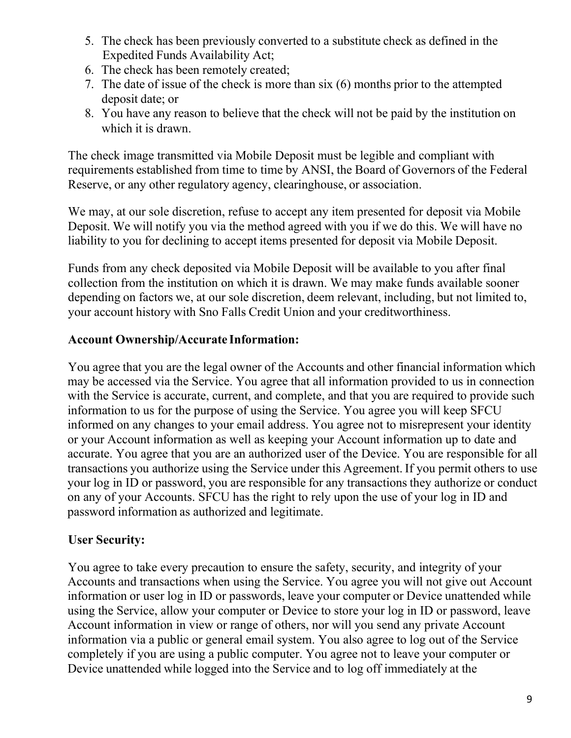5. The check has been previously converted to a substitute check as defined in the Expedited Funds Availability Act;
6. The check has been remotely created;
7. The date of issue of the check is more than six (6) months prior to the attempted deposit date; or
8. You have any reason to believe that the check will not be paid by the institution on which it is drawn.

The check image transmitted via Mobile Deposit must be legible and compliant with requirements established from time to time by ANSI, the Board of Governors of the Federal Reserve, or any other regulatory agency, clearinghouse, or association.

We may, at our sole discretion, refuse to accept any item presented for deposit via Mobile Deposit. We will notify you via the method agreed with you if we do this. We will have no liability to you for declining to accept items presented for deposit via Mobile Deposit.

Funds from any check deposited via Mobile Deposit will be available to you after final collection from the institution on which it is drawn. We may make funds available sooner depending on factors we, at our sole discretion, deem relevant, including, but not limited to, your account history with Sno Falls Credit Union and your creditworthiness.

**Account Ownership/Accurate Information:**

You agree that you are the legal owner of the Accounts and other financial information which may be accessed via the Service. You agree that all information provided to us in connection with the Service is accurate, current, and complete, and that you are required to provide such information to us for the purpose of using the Service. You agree you will keep SFCU informed on any changes to your email address. You agree not to misrepresent your identity or your Account information as well as keeping your Account information up to date and accurate. You agree that you are an authorized user of the Device. You are responsible for all transactions you authorize using the Service under this Agreement. If you permit others to use your log in ID or password, you are responsible for any transactions they authorize or conduct on any of your Accounts. SFCU has the right to rely upon the use of your log in ID and password information as authorized and legitimate.

**User Security:**

You agree to take every precaution to ensure the safety, security, and integrity of your Accounts and transactions when using the Service. You agree you will not give out Account information or user log in ID or passwords, leave your computer or Device unattended while using the Service, allow your computer or Device to store your log in ID or password, leave Account information in view or range of others, nor will you send any private Account information via a public or general email system. You also agree to log out of the Service completely if you are using a public computer. You agree not to leave your computer or Device unattended while logged into the Service and to log off immediately at the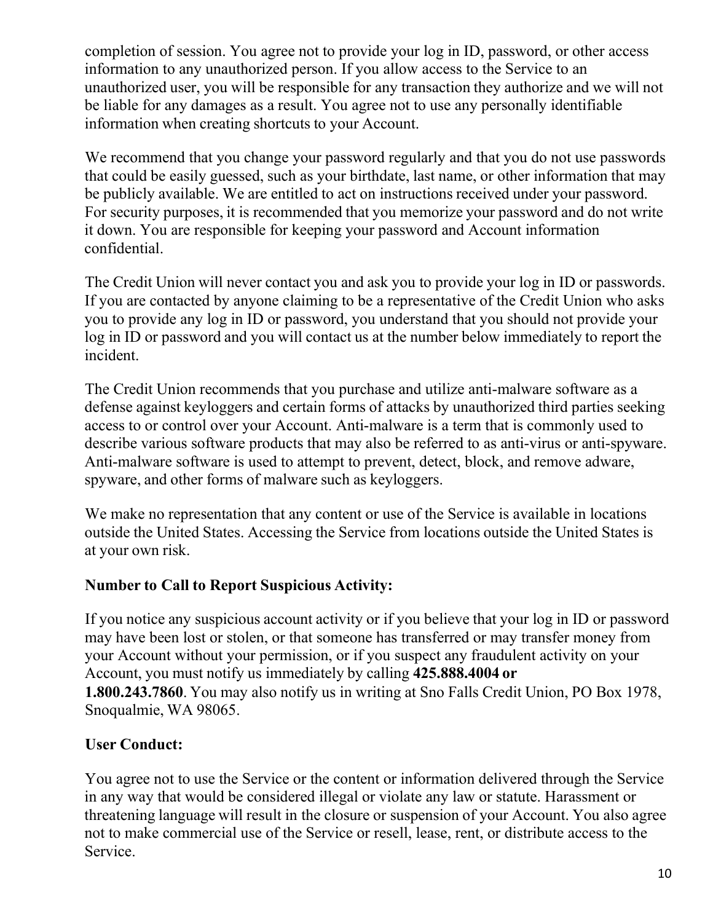completion of session. You agree not to provide your log in ID, password, or other access information to any unauthorized person. If you allow access to the Service to an unauthorized user, you will be responsible for any transaction they authorize and we will not be liable for any damages as a result. You agree not to use any personally identifiable information when creating shortcuts to your Account.

We recommend that you change your password regularly and that you do not use passwords that could be easily guessed, such as your birthdate, last name, or other information that may be publicly available. We are entitled to act on instructions received under your password. For security purposes, it is recommended that you memorize your password and do not write it down. You are responsible for keeping your password and Account information confidential.

The Credit Union will never contact you and ask you to provide your log in ID or passwords. If you are contacted by anyone claiming to be a representative of the Credit Union who asks you to provide any log in ID or password, you understand that you should not provide your log in ID or password and you will contact us at the number below immediately to report the incident.

The Credit Union recommends that you purchase and utilize anti-malware software as a defense against keyloggers and certain forms of attacks by unauthorized third parties seeking access to or control over your Account. Anti-malware is a term that is commonly used to describe various software products that may also be referred to as anti-virus or anti-spyware. Anti-malware software is used to attempt to prevent, detect, block, and remove adware, spyware, and other forms of malware such as keyloggers.

We make no representation that any content or use of the Service is available in locations outside the United States. Accessing the Service from locations outside the United States is at your own risk.

**Number to Call to Report Suspicious Activity:**

If you notice any suspicious account activity or if you believe that your log in ID or password may have been lost or stolen, or that someone has transferred or may transfer money from your Account without your permission, or if you suspect any fraudulent activity on your Account, you must notify us immediately by calling **425.888.4004 or 1.800.243.7860**. You may also notify us in writing at Sno Falls Credit Union, PO Box 1978, Snoqualmie, WA 98065.

**User Conduct:**

You agree not to use the Service or the content or information delivered through the Service in any way that would be considered illegal or violate any law or statute. Harassment or threatening language will result in the closure or suspension of your Account. You also agree not to make commercial use of the Service or resell, lease, rent, or distribute access to the Service.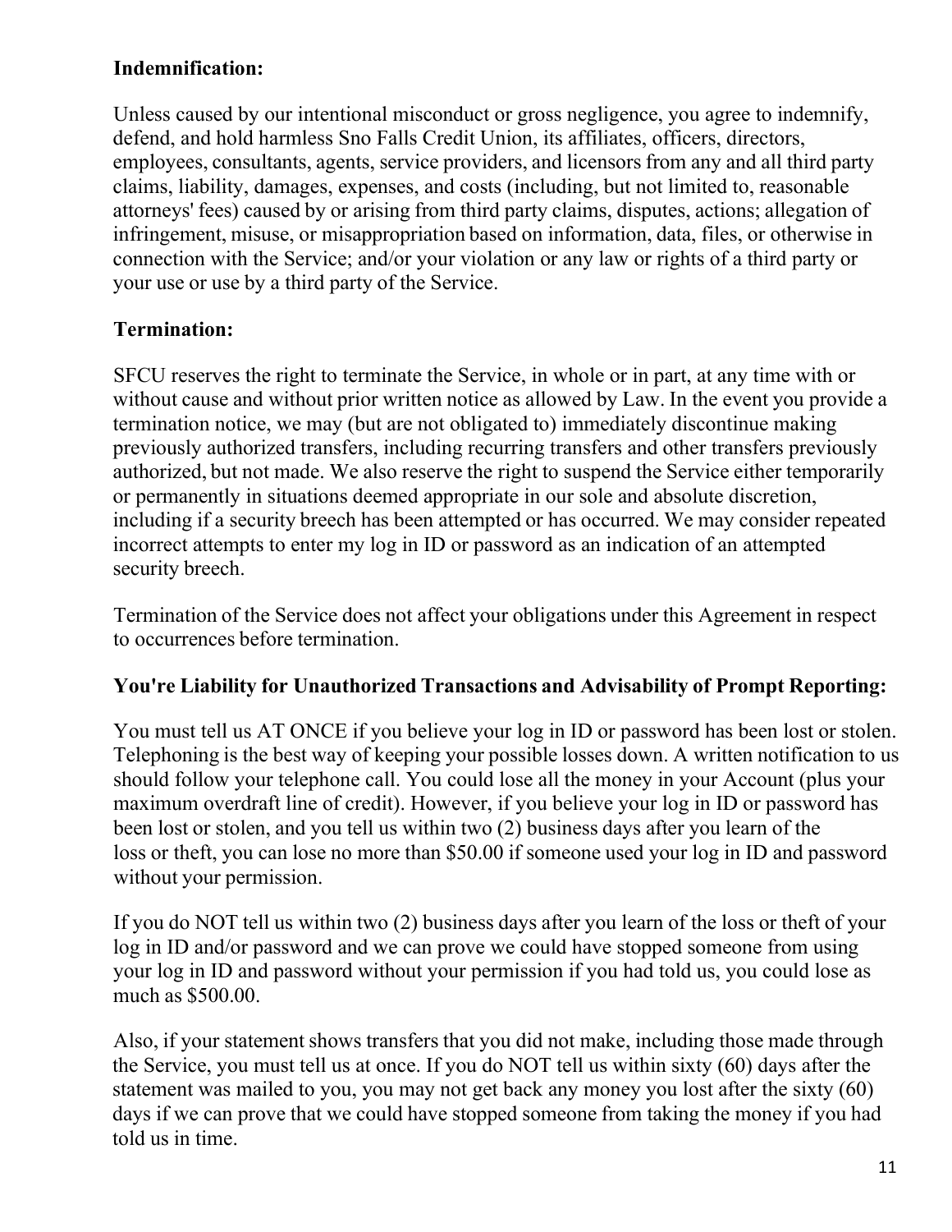**Indemnification:**

Unless caused by our intentional misconduct or gross negligence, you agree to indemnify, defend, and hold harmless Sno Falls Credit Union, its affiliates, officers, directors, employees, consultants, agents, service providers, and licensors from any and all third party claims, liability, damages, expenses, and costs (including, but not limited to, reasonable attorneys' fees) caused by or arising from third party claims, disputes, actions; allegation of infringement, misuse, or misappropriation based on information, data, files, or otherwise in connection with the Service; and/or your violation or any law or rights of a third party or your use or use by a third party of the Service.

**Termination:**

SFCU reserves the right to terminate the Service, in whole or in part, at any time with or without cause and without prior written notice as allowed by Law. In the event you provide a termination notice, we may (but are not obligated to) immediately discontinue making previously authorized transfers, including recurring transfers and other transfers previously authorized, but not made. We also reserve the right to suspend the Service either temporarily or permanently in situations deemed appropriate in our sole and absolute discretion, including if a security breech has been attempted or has occurred. We may consider repeated incorrect attempts to enter my log in ID or password as an indication of an attempted security breech.

Termination of the Service does not affect your obligations under this Agreement in respect to occurrences before termination.

**You're Liability for Unauthorized Transactions and Advisability of Prompt Reporting:**

You must tell us AT ONCE if you believe your log in ID or password has been lost or stolen. Telephoning is the best way of keeping your possible losses down. A written notification to us should follow your telephone call. You could lose all the money in your Account (plus your maximum overdraft line of credit). However, if you believe your log in ID or password has been lost or stolen, and you tell us within two (2) business days after you learn of the loss or theft, you can lose no more than $50.00 if someone used your log in ID and password without your permission.

If you do NOT tell us within two (2) business days after you learn of the loss or theft of your log in ID and/or password and we can prove we could have stopped someone from using your log in ID and password without your permission if you had told us, you could lose as much as $500.00.

Also, if your statement shows transfers that you did not make, including those made through the Service, you must tell us at once. If you do NOT tell us within sixty (60) days after the statement was mailed to you, you may not get back any money you lost after the sixty (60) days if we can prove that we could have stopped someone from taking the money if you had told us in time.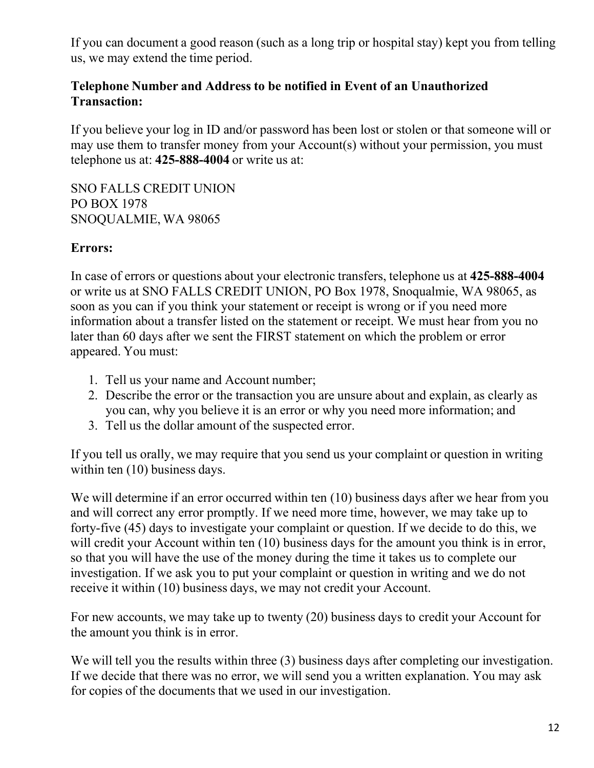If you can document a good reason (such as a long trip or hospital stay) kept you from telling us, we may extend the time period.

**Telephone Number and Address to be notified in Event of an Unauthorized Transaction:**

If you believe your log in ID and/or password has been lost or stolen or that someone will or may use them to transfer money from your Account(s) without your permission, you must telephone us at: **425-888-4004** or write us at:

SNO FALLS CREDIT UNION
PO BOX 1978
SNOQUALMIE, WA 98065

**Errors:**

In case of errors or questions about your electronic transfers, telephone us at **425-888-4004** or write us at SNO FALLS CREDIT UNION, PO Box 1978, Snoqualmie, WA 98065, as soon as you can if you think your statement or receipt is wrong or if you need more information about a transfer listed on the statement or receipt. We must hear from you no later than 60 days after we sent the FIRST statement on which the problem or error appeared. You must:

1. Tell us your name and Account number;
2. Describe the error or the transaction you are unsure about and explain, as clearly as you can, why you believe it is an error or why you need more information; and
3. Tell us the dollar amount of the suspected error.

If you tell us orally, we may require that you send us your complaint or question in writing within ten (10) business days.

We will determine if an error occurred within ten (10) business days after we hear from you and will correct any error promptly. If we need more time, however, we may take up to forty-five (45) days to investigate your complaint or question. If we decide to do this, we will credit your Account within ten (10) business days for the amount you think is in error, so that you will have the use of the money during the time it takes us to complete our investigation. If we ask you to put your complaint or question in writing and we do not receive it within (10) business days, we may not credit your Account.

For new accounts, we may take up to twenty (20) business days to credit your Account for the amount you think is in error.

We will tell you the results within three (3) business days after completing our investigation. If we decide that there was no error, we will send you a written explanation. You may ask for copies of the documents that we used in our investigation.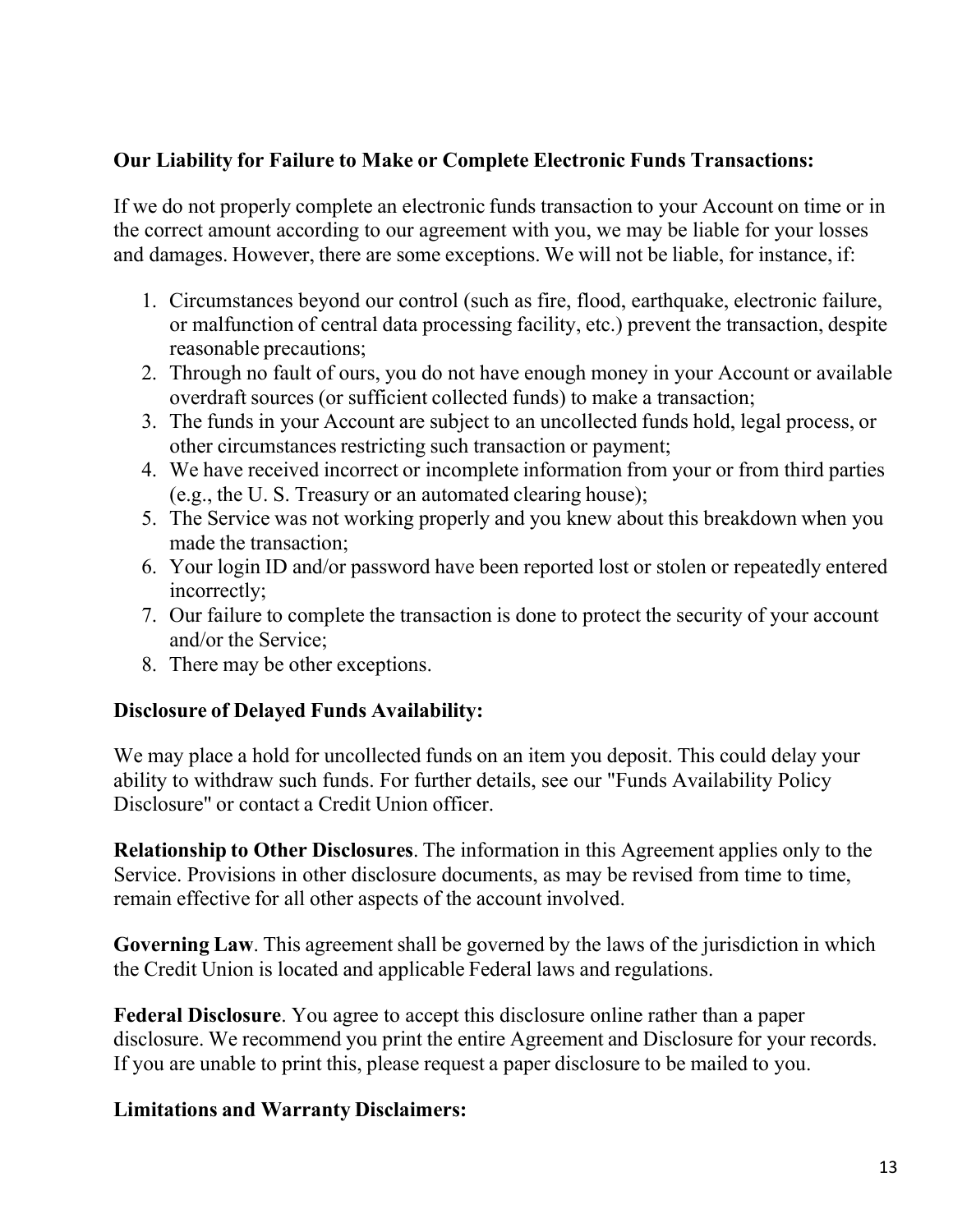**Our Liability for Failure to Make or Complete Electronic Funds Transactions:**

If we do not properly complete an electronic funds transaction to your Account on time or in the correct amount according to our agreement with you, we may be liable for your losses and damages. However, there are some exceptions. We will not be liable, for instance, if:

1. Circumstances beyond our control (such as fire, flood, earthquake, electronic failure, or malfunction of central data processing facility, etc.) prevent the transaction, despite reasonable precautions;
2. Through no fault of ours, you do not have enough money in your Account or available overdraft sources (or sufficient collected funds) to make a transaction;
3. The funds in your Account are subject to an uncollected funds hold, legal process, or other circumstances restricting such transaction or payment;
4. We have received incorrect or incomplete information from your or from third parties (e.g., the U. S. Treasury or an automated clearing house);
5. The Service was not working properly and you knew about this breakdown when you made the transaction;
6. Your login ID and/or password have been reported lost or stolen or repeatedly entered incorrectly;
7. Our failure to complete the transaction is done to protect the security of your account and/or the Service;
8. There may be other exceptions.

**Disclosure of Delayed Funds Availability:**

We may place a hold for uncollected funds on an item you deposit. This could delay your ability to withdraw such funds. For further details, see our "Funds Availability Policy Disclosure" or contact a Credit Union officer.

**Relationship to Other Disclosures**. The information in this Agreement applies only to the Service. Provisions in other disclosure documents, as may be revised from time to time, remain effective for all other aspects of the account involved.

**Governing Law**. This agreement shall be governed by the laws of the jurisdiction in which the Credit Union is located and applicable Federal laws and regulations.

**Federal Disclosure**. You agree to accept this disclosure online rather than a paper disclosure. We recommend you print the entire Agreement and Disclosure for your records. If you are unable to print this, please request a paper disclosure to be mailed to you.

**Limitations and Warranty Disclaimers:**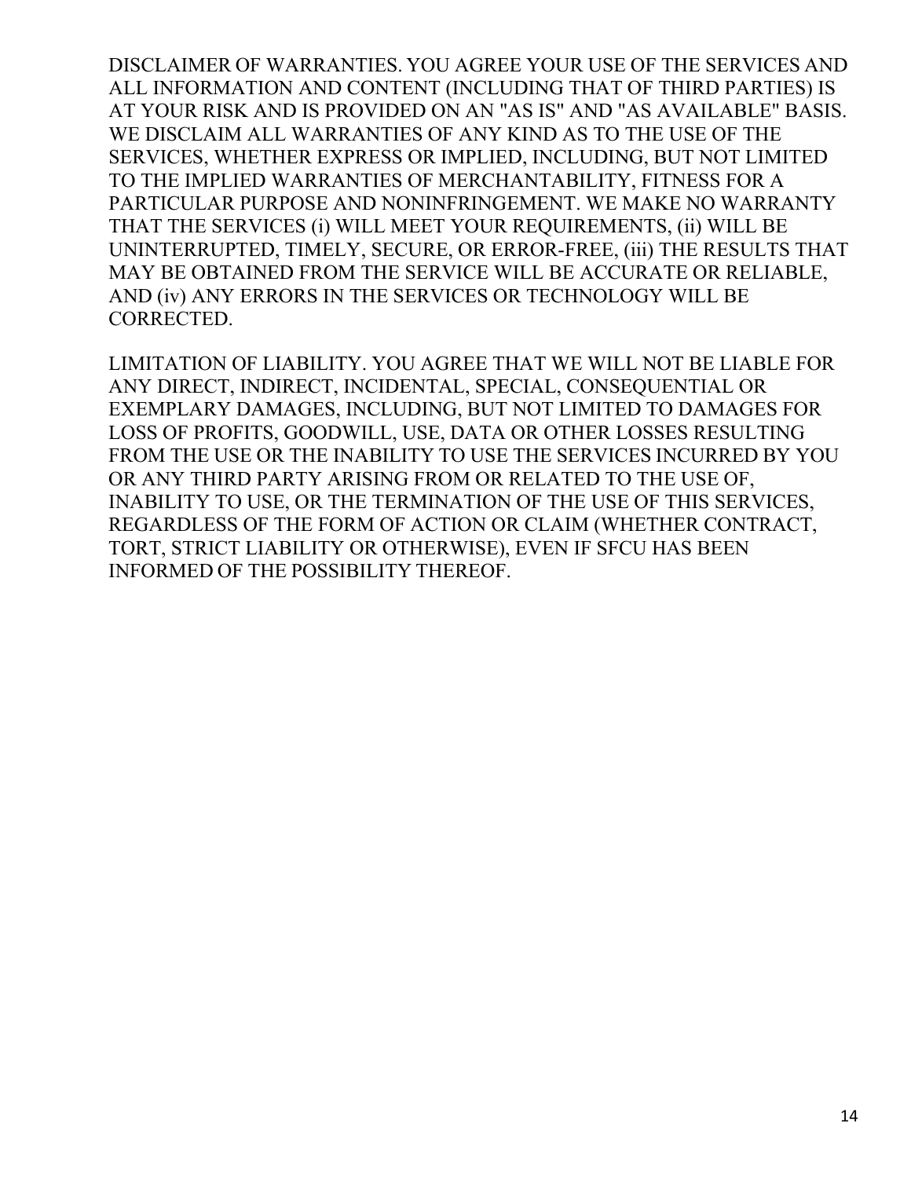DISCLAIMER OF WARRANTIES. YOU AGREE YOUR USE OF THE SERVICES AND ALL INFORMATION AND CONTENT (INCLUDING THAT OF THIRD PARTIES) IS AT YOUR RISK AND IS PROVIDED ON AN "AS IS" AND "AS AVAILABLE" BASIS. WE DISCLAIM ALL WARRANTIES OF ANY KIND AS TO THE USE OF THE SERVICES, WHETHER EXPRESS OR IMPLIED, INCLUDING, BUT NOT LIMITED TO THE IMPLIED WARRANTIES OF MERCHANTABILITY, FITNESS FOR A PARTICULAR PURPOSE AND NONINFRINGEMENT. WE MAKE NO WARRANTY THAT THE SERVICES (i) WILL MEET YOUR REQUIREMENTS, (ii) WILL BE UNINTERRUPTED, TIMELY, SECURE, OR ERROR-FREE, (iii) THE RESULTS THAT MAY BE OBTAINED FROM THE SERVICE WILL BE ACCURATE OR RELIABLE, AND (iv) ANY ERRORS IN THE SERVICES OR TECHNOLOGY WILL BE CORRECTED.

LIMITATION OF LIABILITY. YOU AGREE THAT WE WILL NOT BE LIABLE FOR ANY DIRECT, INDIRECT, INCIDENTAL, SPECIAL, CONSEQUENTIAL OR EXEMPLARY DAMAGES, INCLUDING, BUT NOT LIMITED TO DAMAGES FOR LOSS OF PROFITS, GOODWILL, USE, DATA OR OTHER LOSSES RESULTING FROM THE USE OR THE INABILITY TO USE THE SERVICES INCURRED BY YOU OR ANY THIRD PARTY ARISING FROM OR RELATED TO THE USE OF, INABILITY TO USE, OR THE TERMINATION OF THE USE OF THIS SERVICES, REGARDLESS OF THE FORM OF ACTION OR CLAIM (WHETHER CONTRACT, TORT, STRICT LIABILITY OR OTHERWISE), EVEN IF SFCU HAS BEEN INFORMED OF THE POSSIBILITY THEREOF.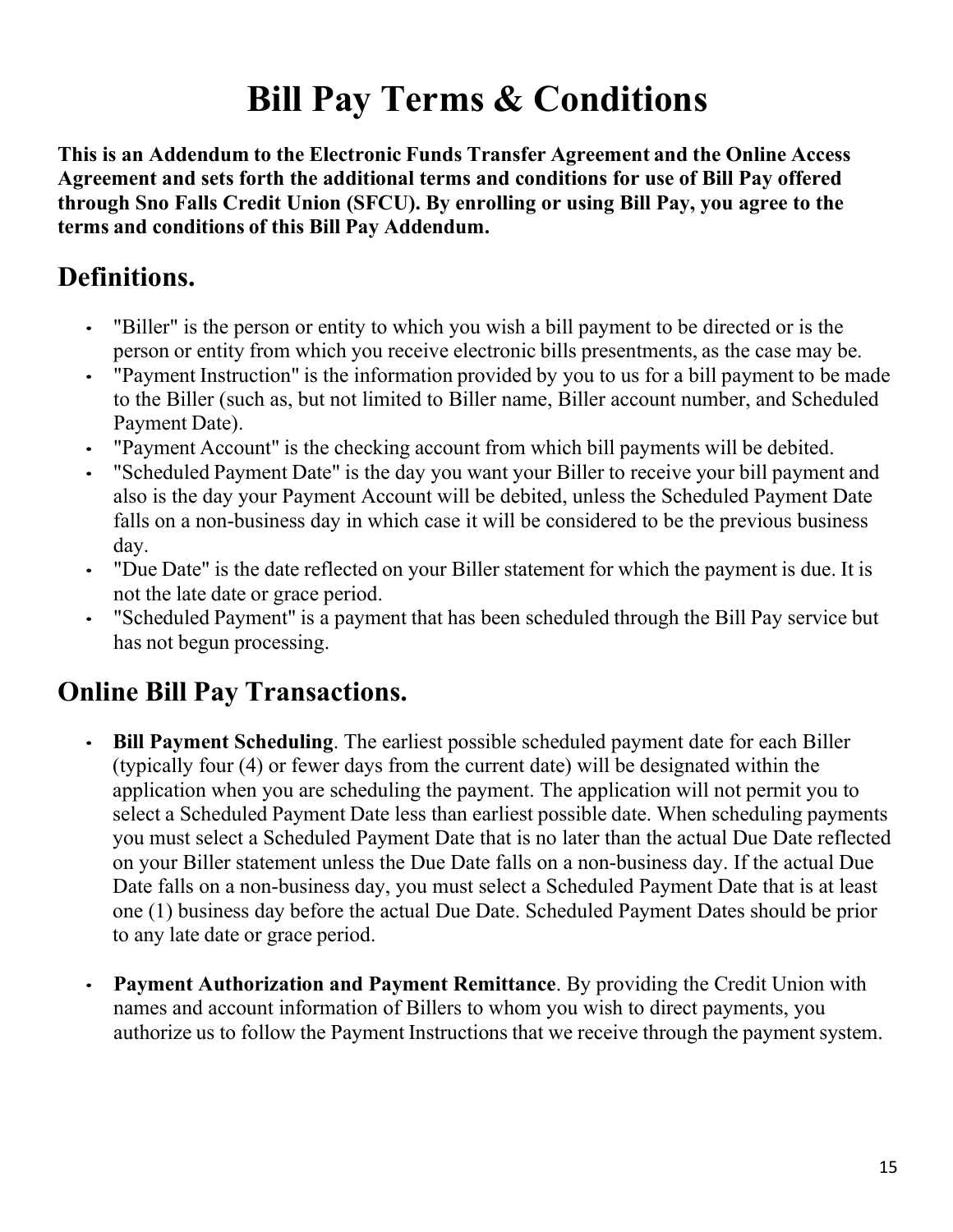# Bill Pay Terms & Conditions

**This is an Addendum to the Electronic Funds Transfer Agreement and the Online Access Agreement and sets forth the additional terms and conditions for use of Bill Pay offered through Sno Falls Credit Union (SFCU). By enrolling or using Bill Pay, you agree to the terms and conditions of this Bill Pay Addendum.**

## Definitions.

- "Biller" is the person or entity to which you wish a bill payment to be directed or is the person or entity from which you receive electronic bills presentments, as the case may be.
- "Payment Instruction" is the information provided by you to us for a bill payment to be made to the Biller (such as, but not limited to Biller name, Biller account number, and Scheduled Payment Date).
- "Payment Account" is the checking account from which bill payments will be debited.
- "Scheduled Payment Date" is the day you want your Biller to receive your bill payment and also is the day your Payment Account will be debited, unless the Scheduled Payment Date falls on a non-business day in which case it will be considered to be the previous business day.
- "Due Date" is the date reflected on your Biller statement for which the payment is due. It is not the late date or grace period.
- "Scheduled Payment" is a payment that has been scheduled through the Bill Pay service but has not begun processing.

## Online Bill Pay Transactions.

- **Bill Payment Scheduling**. The earliest possible scheduled payment date for each Biller (typically four (4) or fewer days from the current date) will be designated within the application when you are scheduling the payment. The application will not permit you to select a Scheduled Payment Date less than earliest possible date. When scheduling payments you must select a Scheduled Payment Date that is no later than the actual Due Date reflected on your Biller statement unless the Due Date falls on a non-business day. If the actual Due Date falls on a non-business day, you must select a Scheduled Payment Date that is at least one (1) business day before the actual Due Date. Scheduled Payment Dates should be prior to any late date or grace period.

- **Payment Authorization and Payment Remittance**. By providing the Credit Union with names and account information of Billers to whom you wish to direct payments, you authorize us to follow the Payment Instructions that we receive through the payment system.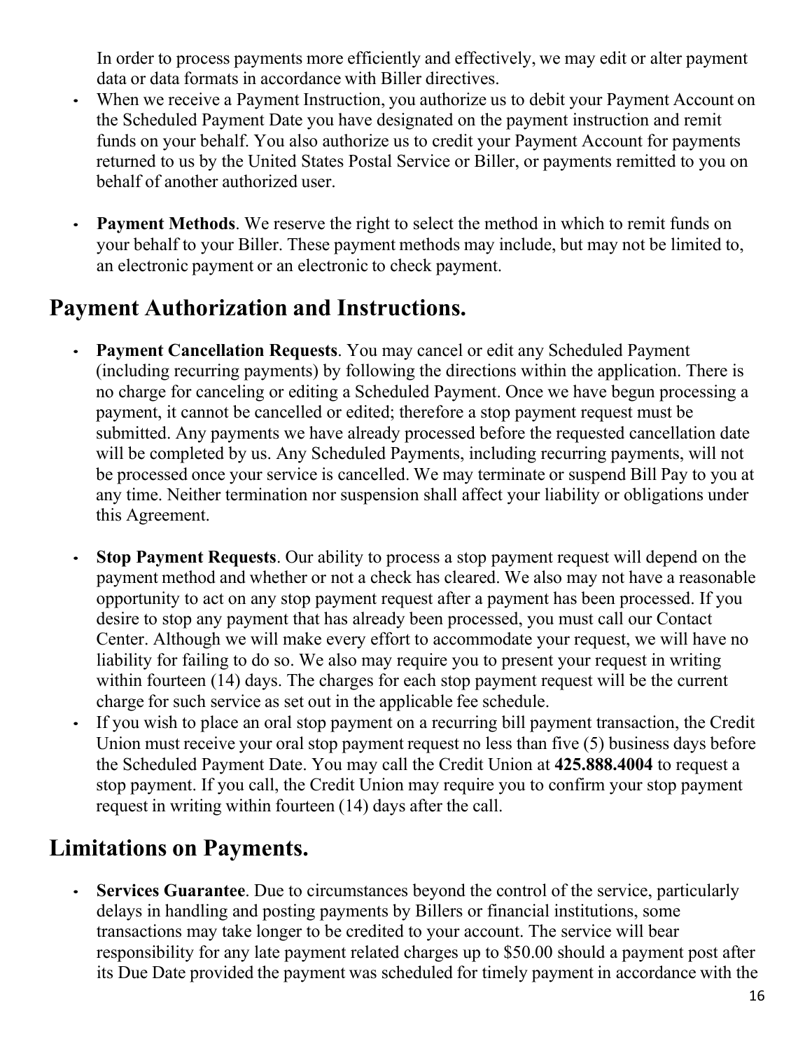In order to process payments more efficiently and effectively, we may edit or alter payment data or data formats in accordance with Biller directives.

- When we receive a Payment Instruction, you authorize us to debit your Payment Account on the Scheduled Payment Date you have designated on the payment instruction and remit funds on your behalf. You also authorize us to credit your Payment Account for payments returned to us by the United States Postal Service or Biller, or payments remitted to you on behalf of another authorized user.

- **Payment Methods**. We reserve the right to select the method in which to remit funds on your behalf to your Biller. These payment methods may include, but may not be limited to, an electronic payment or an electronic to check payment.

## Payment Authorization and Instructions.

- **Payment Cancellation Requests**. You may cancel or edit any Scheduled Payment (including recurring payments) by following the directions within the application. There is no charge for canceling or editing a Scheduled Payment. Once we have begun processing a payment, it cannot be cancelled or edited; therefore a stop payment request must be submitted. Any payments we have already processed before the requested cancellation date will be completed by us. Any Scheduled Payments, including recurring payments, will not be processed once your service is cancelled. We may terminate or suspend Bill Pay to you at any time. Neither termination nor suspension shall affect your liability or obligations under this Agreement.

- **Stop Payment Requests**. Our ability to process a stop payment request will depend on the payment method and whether or not a check has cleared. We also may not have a reasonable opportunity to act on any stop payment request after a payment has been processed. If you desire to stop any payment that has already been processed, you must call our Contact Center. Although we will make every effort to accommodate your request, we will have no liability for failing to do so. We also may require you to present your request in writing within fourteen (14) days. The charges for each stop payment request will be the current charge for such service as set out in the applicable fee schedule.
- If you wish to place an oral stop payment on a recurring bill payment transaction, the Credit Union must receive your oral stop payment request no less than five (5) business days before the Scheduled Payment Date. You may call the Credit Union at **425.888.4004** to request a stop payment. If you call, the Credit Union may require you to confirm your stop payment request in writing within fourteen (14) days after the call.

## Limitations on Payments.

- **Services Guarantee**. Due to circumstances beyond the control of the service, particularly delays in handling and posting payments by Billers or financial institutions, some transactions may take longer to be credited to your account. The service will bear responsibility for any late payment related charges up to $50.00 should a payment post after its Due Date provided the payment was scheduled for timely payment in accordance with the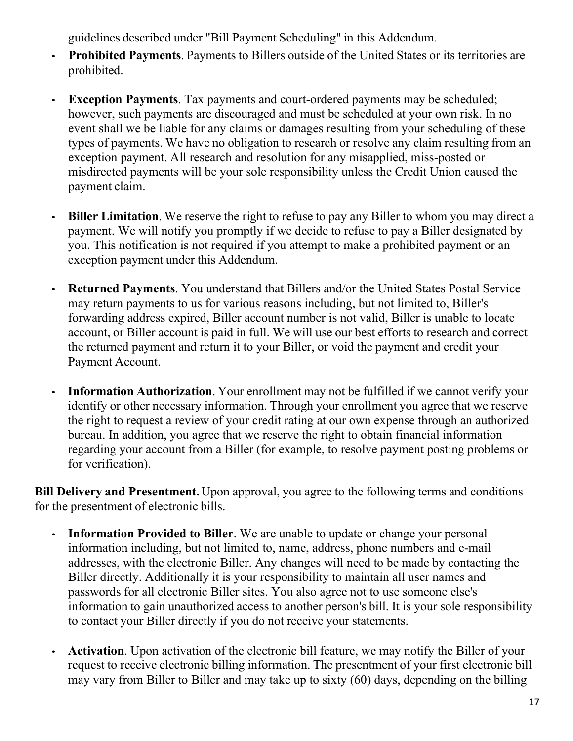guidelines described under "Bill Payment Scheduling" in this Addendum.

- **Prohibited Payments**. Payments to Billers outside of the United States or its territories are prohibited.

- **Exception Payments**. Tax payments and court-ordered payments may be scheduled; however, such payments are discouraged and must be scheduled at your own risk. In no event shall we be liable for any claims or damages resulting from your scheduling of these types of payments. We have no obligation to research or resolve any claim resulting from an exception payment. All research and resolution for any misapplied, miss-posted or misdirected payments will be your sole responsibility unless the Credit Union caused the payment claim.

- **Biller Limitation**. We reserve the right to refuse to pay any Biller to whom you may direct a payment. We will notify you promptly if we decide to refuse to pay a Biller designated by you. This notification is not required if you attempt to make a prohibited payment or an exception payment under this Addendum.

- **Returned Payments**. You understand that Billers and/or the United States Postal Service may return payments to us for various reasons including, but not limited to, Biller's forwarding address expired, Biller account number is not valid, Biller is unable to locate account, or Biller account is paid in full. We will use our best efforts to research and correct the returned payment and return it to your Biller, or void the payment and credit your Payment Account.

- **Information Authorization**. Your enrollment may not be fulfilled if we cannot verify your identify or other necessary information. Through your enrollment you agree that we reserve the right to request a review of your credit rating at our own expense through an authorized bureau. In addition, you agree that we reserve the right to obtain financial information regarding your account from a Biller (for example, to resolve payment posting problems or for verification).

**Bill Delivery and Presentment.** Upon approval, you agree to the following terms and conditions for the presentment of electronic bills.

- **Information Provided to Biller**. We are unable to update or change your personal information including, but not limited to, name, address, phone numbers and e-mail addresses, with the electronic Biller. Any changes will need to be made by contacting the Biller directly. Additionally it is your responsibility to maintain all user names and passwords for all electronic Biller sites. You also agree not to use someone else's information to gain unauthorized access to another person's bill. It is your sole responsibility to contact your Biller directly if you do not receive your statements.

- **Activation**. Upon activation of the electronic bill feature, we may notify the Biller of your request to receive electronic billing information. The presentment of your first electronic bill may vary from Biller to Biller and may take up to sixty (60) days, depending on the billing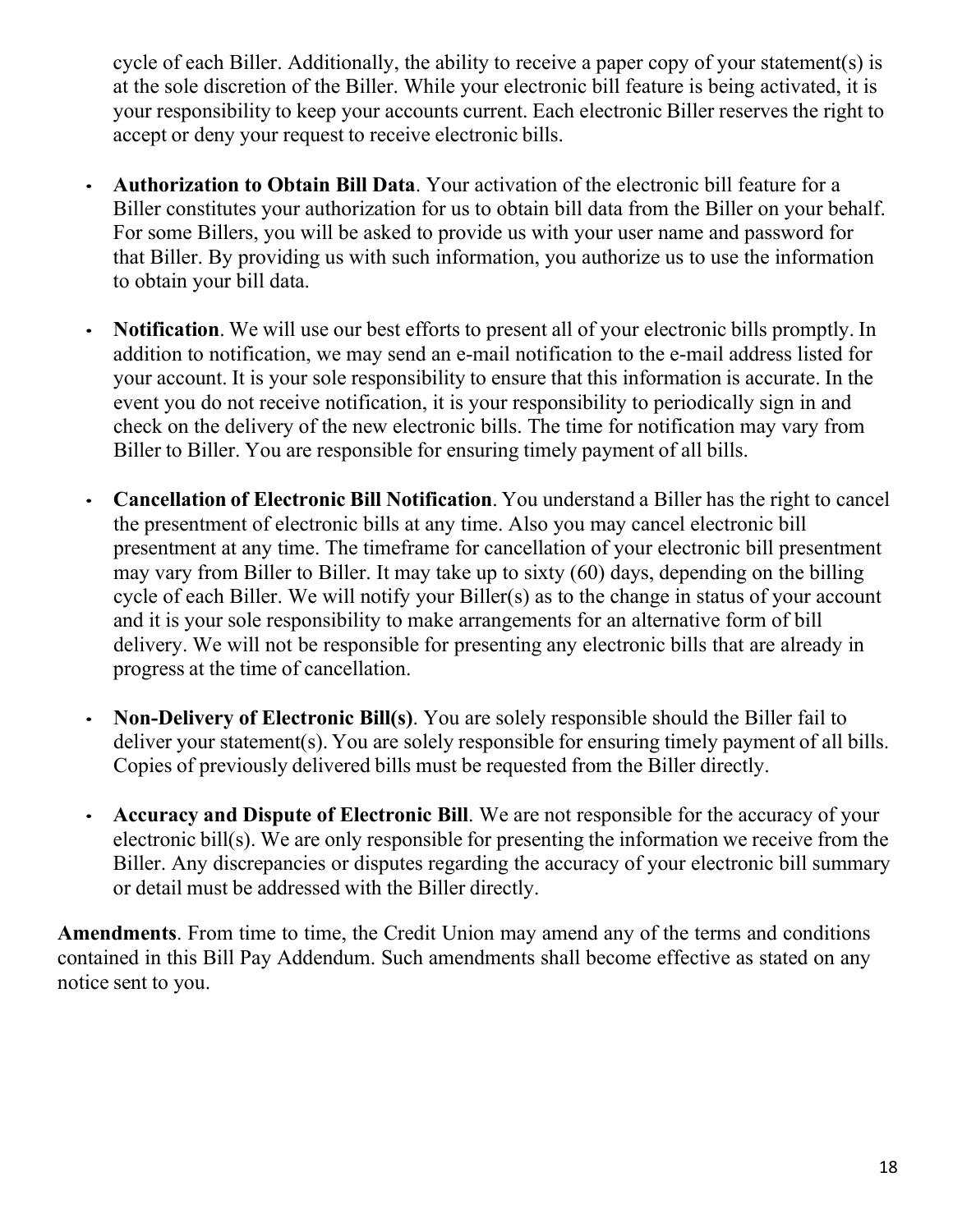cycle of each Biller. Additionally, the ability to receive a paper copy of your statement(s) is at the sole discretion of the Biller. While your electronic bill feature is being activated, it is your responsibility to keep your accounts current. Each electronic Biller reserves the right to accept or deny your request to receive electronic bills.

- **Authorization to Obtain Bill Data**. Your activation of the electronic bill feature for a Biller constitutes your authorization for us to obtain bill data from the Biller on your behalf. For some Billers, you will be asked to provide us with your user name and password for that Biller. By providing us with such information, you authorize us to use the information to obtain your bill data.

- **Notification**. We will use our best efforts to present all of your electronic bills promptly. In addition to notification, we may send an e-mail notification to the e-mail address listed for your account. It is your sole responsibility to ensure that this information is accurate. In the event you do not receive notification, it is your responsibility to periodically sign in and check on the delivery of the new electronic bills. The time for notification may vary from Biller to Biller. You are responsible for ensuring timely payment of all bills.

- **Cancellation of Electronic Bill Notification**. You understand a Biller has the right to cancel the presentment of electronic bills at any time. Also you may cancel electronic bill presentment at any time. The timeframe for cancellation of your electronic bill presentment may vary from Biller to Biller. It may take up to sixty (60) days, depending on the billing cycle of each Biller. We will notify your Biller(s) as to the change in status of your account and it is your sole responsibility to make arrangements for an alternative form of bill delivery. We will not be responsible for presenting any electronic bills that are already in progress at the time of cancellation.

- **Non-Delivery of Electronic Bill(s)**. You are solely responsible should the Biller fail to deliver your statement(s). You are solely responsible for ensuring timely payment of all bills. Copies of previously delivered bills must be requested from the Biller directly.

- **Accuracy and Dispute of Electronic Bill**. We are not responsible for the accuracy of your electronic bill(s). We are only responsible for presenting the information we receive from the Biller. Any discrepancies or disputes regarding the accuracy of your electronic bill summary or detail must be addressed with the Biller directly.

**Amendments**. From time to time, the Credit Union may amend any of the terms and conditions contained in this Bill Pay Addendum. Such amendments shall become effective as stated on any notice sent to you.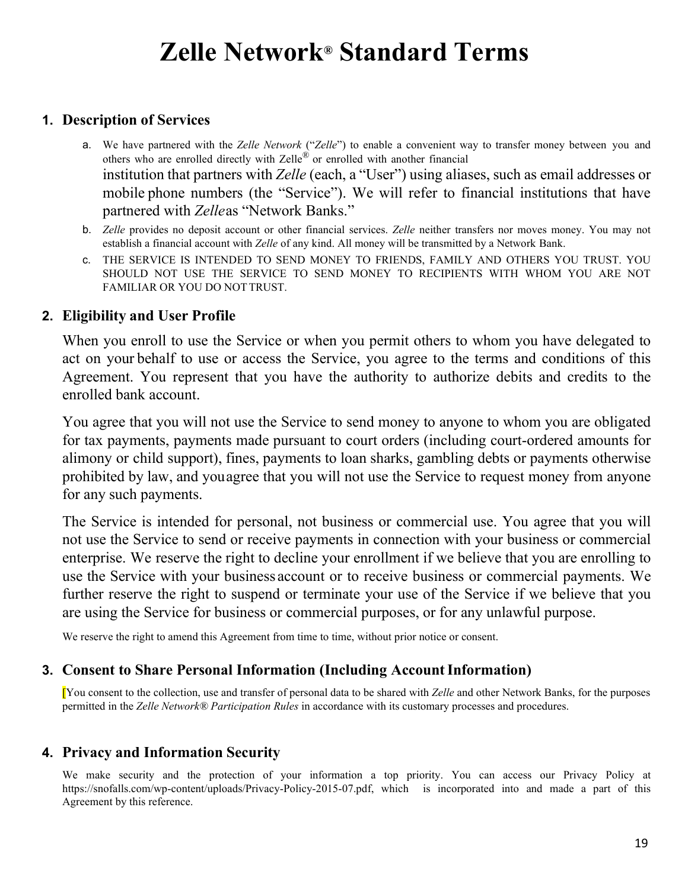# Zelle Network® Standard Terms

## 1. Description of Services

a. We have partnered with the *Zelle Network* ("*Zelle*") to enable a convenient way to transfer money between you and others who are enrolled directly with Zelle® or enrolled with another financial institution that partners with *Zelle* (each, a "User") using aliases, such as email addresses or mobile phone numbers (the "Service"). We will refer to financial institutions that have partnered with *Zelle* as "Network Banks."

b. *Zelle* provides no deposit account or other financial services. *Zelle* neither transfers nor moves money. You may not establish a financial account with *Zelle* of any kind. All money will be transmitted by a Network Bank.

c. THE SERVICE IS INTENDED TO SEND MONEY TO FRIENDS, FAMILY AND OTHERS YOU TRUST. YOU SHOULD NOT USE THE SERVICE TO SEND MONEY TO RECIPIENTS WITH WHOM YOU ARE NOT FAMILIAR OR YOU DO NOT TRUST.

## 2. Eligibility and User Profile

When you enroll to use the Service or when you permit others to whom you have delegated to act on your behalf to use or access the Service, you agree to the terms and conditions of this Agreement. You represent that you have the authority to authorize debits and credits to the enrolled bank account.

You agree that you will not use the Service to send money to anyone to whom you are obligated for tax payments, payments made pursuant to court orders (including court-ordered amounts for alimony or child support), fines, payments to loan sharks, gambling debts or payments otherwise prohibited by law, and you agree that you will not use the Service to request money from anyone for any such payments.

The Service is intended for personal, not business or commercial use. You agree that you will not use the Service to send or receive payments in connection with your business or commercial enterprise. We reserve the right to decline your enrollment if we believe that you are enrolling to use the Service with your business account or to receive business or commercial payments. We further reserve the right to suspend or terminate your use of the Service if we believe that you are using the Service for business or commercial purposes, or for any unlawful purpose.

We reserve the right to amend this Agreement from time to time, without prior notice or consent.

## 3. Consent to Share Personal Information (Including Account Information)

[You consent to the collection, use and transfer of personal data to be shared with *Zelle* and other Network Banks, for the purposes permitted in the *Zelle Network® Participation Rules* in accordance with its customary processes and procedures.

## 4. Privacy and Information Security

We make security and the protection of your information a top priority. You can access our Privacy Policy at https://snofalls.com/wp-content/uploads/Privacy-Policy-2015-07.pdf, which is incorporated into and made a part of this Agreement by this reference.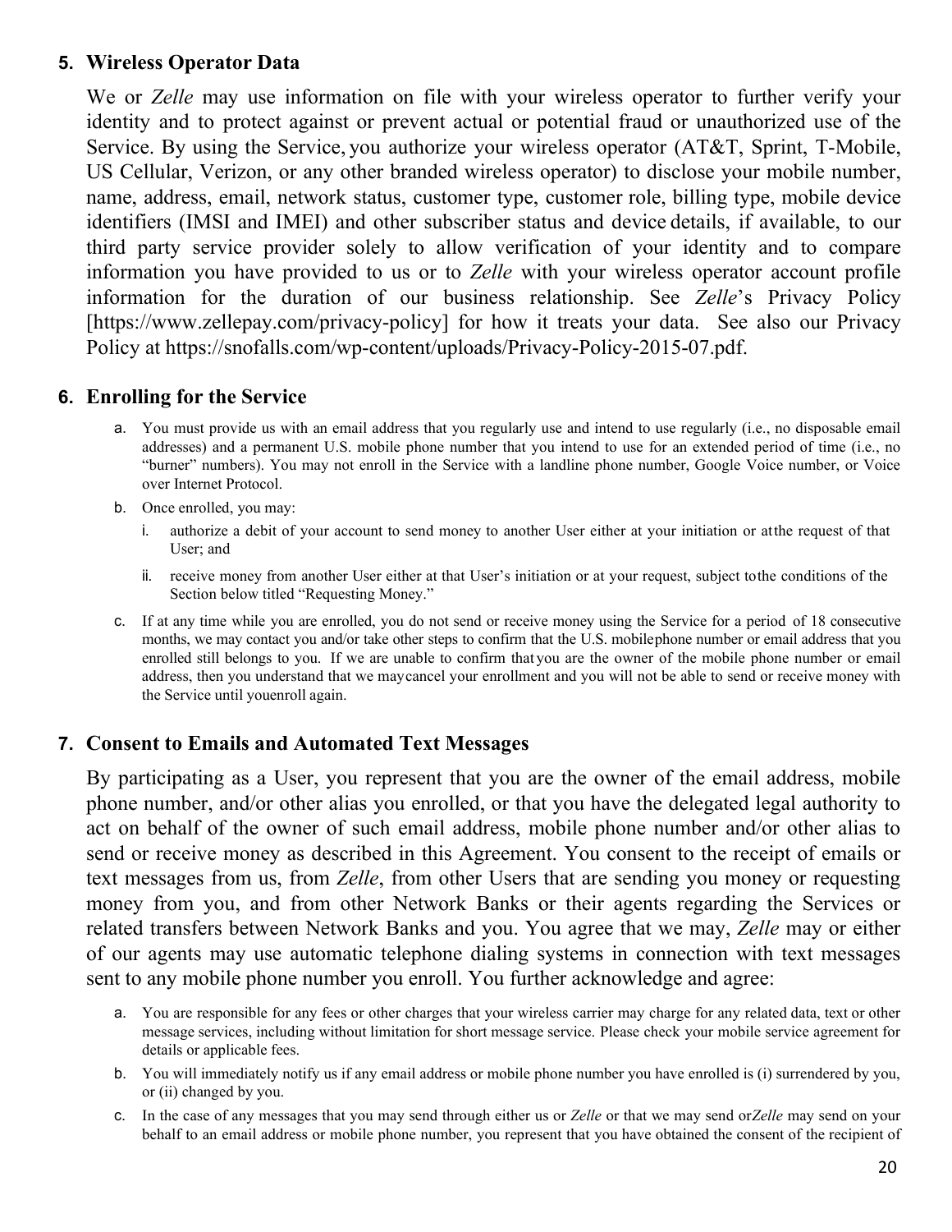5. **Wireless Operator Data**

We or *Zelle* may use information on file with your wireless operator to further verify your identity and to protect against or prevent actual or potential fraud or unauthorized use of the Service. By using the Service, you authorize your wireless operator (AT&T, Sprint, T-Mobile, US Cellular, Verizon, or any other branded wireless operator) to disclose your mobile number, name, address, email, network status, customer type, customer role, billing type, mobile device identifiers (IMSI and IMEI) and other subscriber status and device details, if available, to our third party service provider solely to allow verification of your identity and to compare information you have provided to us or to *Zelle* with your wireless operator account profile information for the duration of our business relationship. See *Zelle*'s Privacy Policy [https://www.zellepay.com/privacy-policy] for how it treats your data. See also our Privacy Policy at https://snofalls.com/wp-content/uploads/Privacy-Policy-2015-07.pdf.

6. **Enrolling for the Service**

   a. You must provide us with an email address that you regularly use and intend to use regularly (i.e., no disposable email addresses) and a permanent U.S. mobile phone number that you intend to use for an extended period of time (i.e., no "burner" numbers). You may not enroll in the Service with a landline phone number, Google Voice number, or Voice over Internet Protocol.

   b. Once enrolled, you may:

      i. authorize a debit of your account to send money to another User either at your initiation or at the request of that User; and

      ii. receive money from another User either at that User's initiation or at your request, subject to the conditions of the Section below titled "Requesting Money."

   c. If at any time while you are enrolled, you do not send or receive money using the Service for a period of 18 consecutive months, we may contact you and/or take other steps to confirm that the U.S. mobile phone number or email address that you enrolled still belongs to you. If we are unable to confirm that you are the owner of the mobile phone number or email address, then you understand that we may cancel your enrollment and you will not be able to send or receive money with the Service until you enroll again.

7. **Consent to Emails and Automated Text Messages**

By participating as a User, you represent that you are the owner of the email address, mobile phone number, and/or other alias you enrolled, or that you have the delegated legal authority to act on behalf of the owner of such email address, mobile phone number and/or other alias to send or receive money as described in this Agreement. You consent to the receipt of emails or text messages from us, from *Zelle*, from other Users that are sending you money or requesting money from you, and from other Network Banks or their agents regarding the Services or related transfers between Network Banks and you. You agree that we may, *Zelle* may or either of our agents may use automatic telephone dialing systems in connection with text messages sent to any mobile phone number you enroll. You further acknowledge and agree:

   a. You are responsible for any fees or other charges that your wireless carrier may charge for any related data, text or other message services, including without limitation for short message service. Please check your mobile service agreement for details or applicable fees.

   b. You will immediately notify us if any email address or mobile phone number you have enrolled is (i) surrendered by you, or (ii) changed by you.

   c. In the case of any messages that you may send through either us or *Zelle* or that we may send or *Zelle* may send on your behalf to an email address or mobile phone number, you represent that you have obtained the consent of the recipient of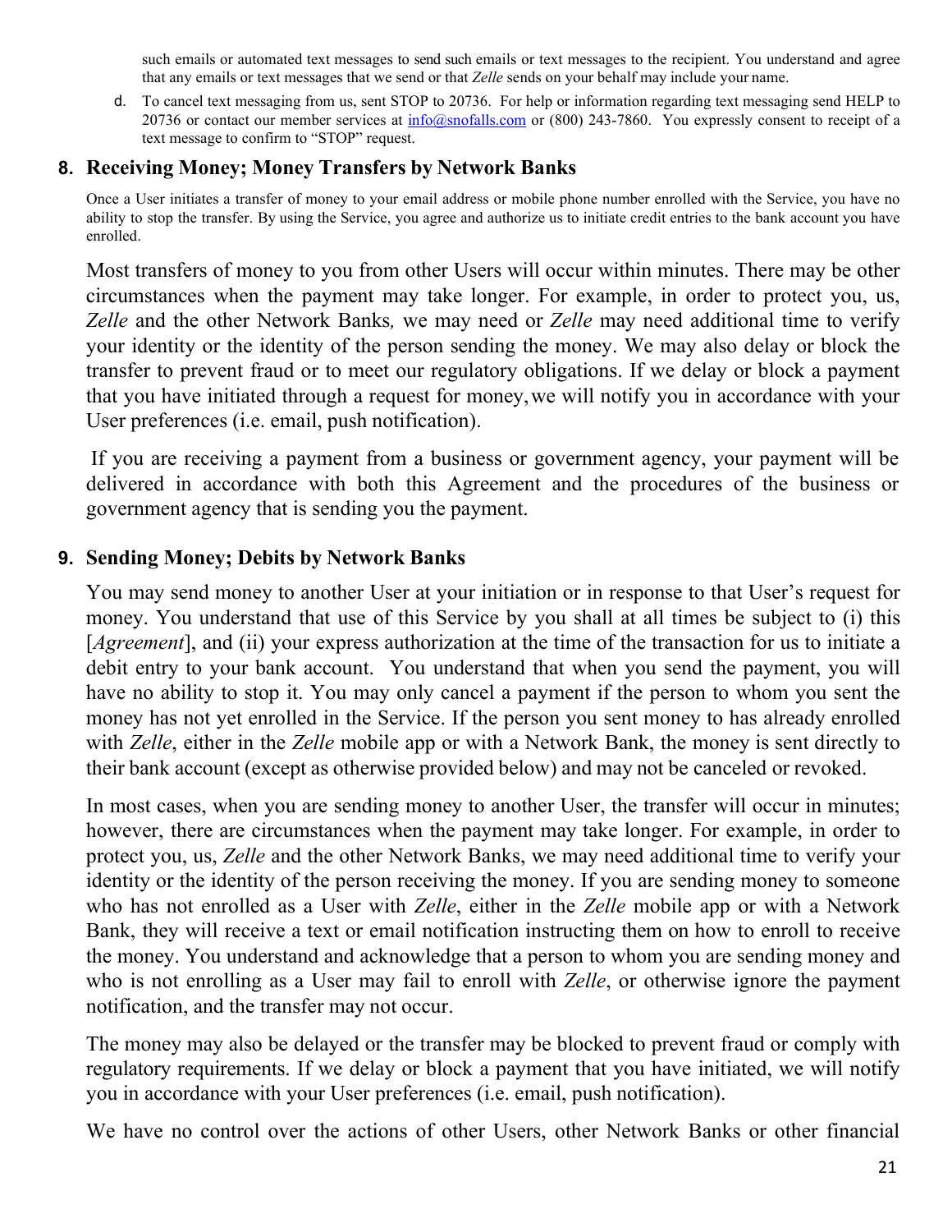such emails or automated text messages to send such emails or text messages to the recipient. You understand and agree that any emails or text messages that we send or that *Zelle* sends on your behalf may include your name.

d. To cancel text messaging from us, sent STOP to 20736. For help or information regarding text messaging send HELP to 20736 or contact our member services at info@snofalls.com or (800) 243-7860. You expressly consent to receipt of a text message to confirm to "STOP" request.

## 8. Receiving Money; Money Transfers by Network Banks

Once a User initiates a transfer of money to your email address or mobile phone number enrolled with the Service, you have no ability to stop the transfer. By using the Service, you agree and authorize us to initiate credit entries to the bank account you have enrolled.

Most transfers of money to you from other Users will occur within minutes. There may be other circumstances when the payment may take longer. For example, in order to protect you, us, *Zelle* and the other Network Banks, we may need or *Zelle* may need additional time to verify your identity or the identity of the person sending the money. We may also delay or block the transfer to prevent fraud or to meet our regulatory obligations. If we delay or block a payment that you have initiated through a request for money, we will notify you in accordance with your User preferences (i.e. email, push notification).

If you are receiving a payment from a business or government agency, your payment will be delivered in accordance with both this Agreement and the procedures of the business or government agency that is sending you the payment.

## 9. Sending Money; Debits by Network Banks

You may send money to another User at your initiation or in response to that User's request for money. You understand that use of this Service by you shall at all times be subject to (i) this [*Agreement*], and (ii) your express authorization at the time of the transaction for us to initiate a debit entry to your bank account. You understand that when you send the payment, you will have no ability to stop it. You may only cancel a payment if the person to whom you sent the money has not yet enrolled in the Service. If the person you sent money to has already enrolled with *Zelle*, either in the *Zelle* mobile app or with a Network Bank, the money is sent directly to their bank account (except as otherwise provided below) and may not be canceled or revoked.

In most cases, when you are sending money to another User, the transfer will occur in minutes; however, there are circumstances when the payment may take longer. For example, in order to protect you, us, *Zelle* and the other Network Banks, we may need additional time to verify your identity or the identity of the person receiving the money. If you are sending money to someone who has not enrolled as a User with *Zelle*, either in the *Zelle* mobile app or with a Network Bank, they will receive a text or email notification instructing them on how to enroll to receive the money. You understand and acknowledge that a person to whom you are sending money and who is not enrolling as a User may fail to enroll with *Zelle*, or otherwise ignore the payment notification, and the transfer may not occur.

The money may also be delayed or the transfer may be blocked to prevent fraud or comply with regulatory requirements. If we delay or block a payment that you have initiated, we will notify you in accordance with your User preferences (i.e. email, push notification).

We have no control over the actions of other Users, other Network Banks or other financial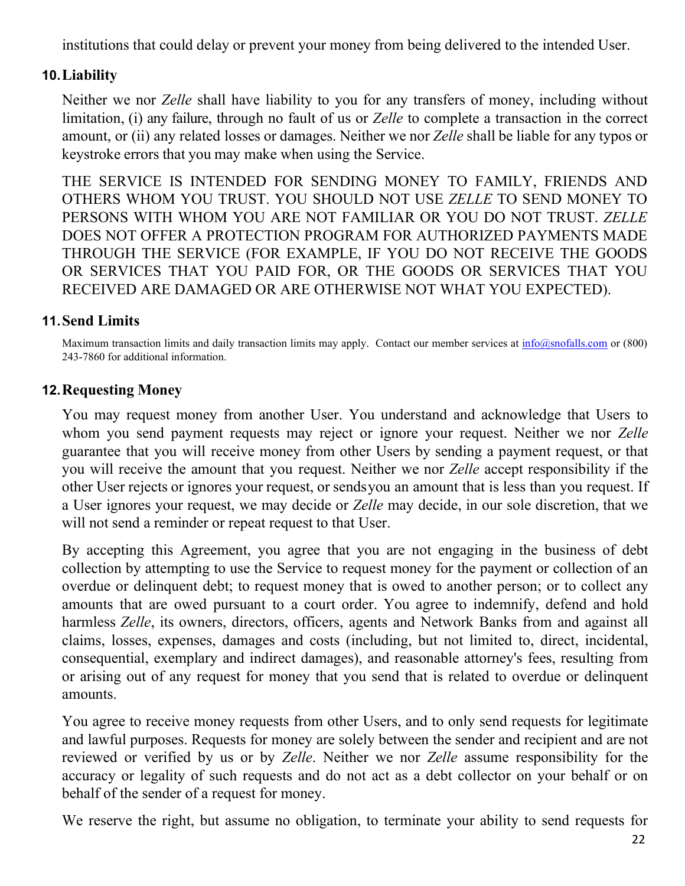institutions that could delay or prevent your money from being delivered to the intended User.

## 10. Liability

Neither we nor *Zelle* shall have liability to you for any transfers of money, including without limitation, (i) any failure, through no fault of us or *Zelle* to complete a transaction in the correct amount, or (ii) any related losses or damages. Neither we nor *Zelle* shall be liable for any typos or keystroke errors that you may make when using the Service.

THE SERVICE IS INTENDED FOR SENDING MONEY TO FAMILY, FRIENDS AND OTHERS WHOM YOU TRUST. YOU SHOULD NOT USE *ZELLE* TO SEND MONEY TO PERSONS WITH WHOM YOU ARE NOT FAMILIAR OR YOU DO NOT TRUST. *ZELLE* DOES NOT OFFER A PROTECTION PROGRAM FOR AUTHORIZED PAYMENTS MADE THROUGH THE SERVICE (FOR EXAMPLE, IF YOU DO NOT RECEIVE THE GOODS OR SERVICES THAT YOU PAID FOR, OR THE GOODS OR SERVICES THAT YOU RECEIVED ARE DAMAGED OR ARE OTHERWISE NOT WHAT YOU EXPECTED).

## 11. Send Limits

Maximum transaction limits and daily transaction limits may apply. Contact our member services at info@snofalls.com or (800) 243-7860 for additional information.

## 12. Requesting Money

You may request money from another User. You understand and acknowledge that Users to whom you send payment requests may reject or ignore your request. Neither we nor *Zelle* guarantee that you will receive money from other Users by sending a payment request, or that you will receive the amount that you request. Neither we nor *Zelle* accept responsibility if the other User rejects or ignores your request, or sends you an amount that is less than you request. If a User ignores your request, we may decide or *Zelle* may decide, in our sole discretion, that we will not send a reminder or repeat request to that User.

By accepting this Agreement, you agree that you are not engaging in the business of debt collection by attempting to use the Service to request money for the payment or collection of an overdue or delinquent debt; to request money that is owed to another person; or to collect any amounts that are owed pursuant to a court order. You agree to indemnify, defend and hold harmless *Zelle*, its owners, directors, officers, agents and Network Banks from and against all claims, losses, expenses, damages and costs (including, but not limited to, direct, incidental, consequential, exemplary and indirect damages), and reasonable attorney's fees, resulting from or arising out of any request for money that you send that is related to overdue or delinquent amounts.

You agree to receive money requests from other Users, and to only send requests for legitimate and lawful purposes. Requests for money are solely between the sender and recipient and are not reviewed or verified by us or by *Zelle*. Neither we nor *Zelle* assume responsibility for the accuracy or legality of such requests and do not act as a debt collector on your behalf or on behalf of the sender of a request for money.

We reserve the right, but assume no obligation, to terminate your ability to send requests for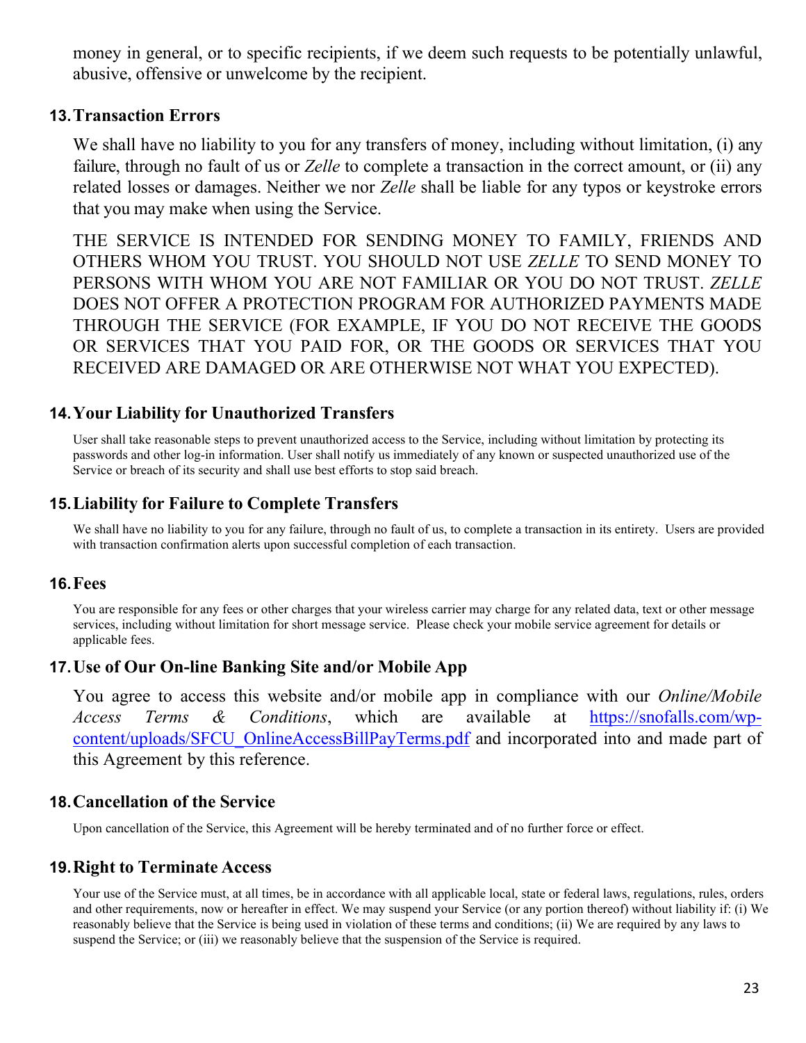money in general, or to specific recipients, if we deem such requests to be potentially unlawful, abusive, offensive or unwelcome by the recipient.

## 13. Transaction Errors

We shall have no liability to you for any transfers of money, including without limitation, (i) any failure, through no fault of us or *Zelle* to complete a transaction in the correct amount, or (ii) any related losses or damages. Neither we nor *Zelle* shall be liable for any typos or keystroke errors that you may make when using the Service.

THE SERVICE IS INTENDED FOR SENDING MONEY TO FAMILY, FRIENDS AND OTHERS WHOM YOU TRUST. YOU SHOULD NOT USE *ZELLE* TO SEND MONEY TO PERSONS WITH WHOM YOU ARE NOT FAMILIAR OR YOU DO NOT TRUST. *ZELLE* DOES NOT OFFER A PROTECTION PROGRAM FOR AUTHORIZED PAYMENTS MADE THROUGH THE SERVICE (FOR EXAMPLE, IF YOU DO NOT RECEIVE THE GOODS OR SERVICES THAT YOU PAID FOR, OR THE GOODS OR SERVICES THAT YOU RECEIVED ARE DAMAGED OR ARE OTHERWISE NOT WHAT YOU EXPECTED).

## 14. Your Liability for Unauthorized Transfers

User shall take reasonable steps to prevent unauthorized access to the Service, including without limitation by protecting its passwords and other log-in information. User shall notify us immediately of any known or suspected unauthorized use of the Service or breach of its security and shall use best efforts to stop said breach.

## 15. Liability for Failure to Complete Transfers

We shall have no liability to you for any failure, through no fault of us, to complete a transaction in its entirety. Users are provided with transaction confirmation alerts upon successful completion of each transaction.

## 16. Fees

You are responsible for any fees or other charges that your wireless carrier may charge for any related data, text or other message services, including without limitation for short message service. Please check your mobile service agreement for details or applicable fees.

## 17. Use of Our On-line Banking Site and/or Mobile App

You agree to access this website and/or mobile app in compliance with our *Online/Mobile Access Terms & Conditions*, which are available at [https://snofalls.com/wp-content/uploads/SFCU_OnlineAccessBillPayTerms.pdf](https://snofalls.com/wp-content/uploads/SFCU_OnlineAccessBillPayTerms.pdf) and incorporated into and made part of this Agreement by this reference.

## 18. Cancellation of the Service

Upon cancellation of the Service, this Agreement will be hereby terminated and of no further force or effect.

## 19. Right to Terminate Access

Your use of the Service must, at all times, be in accordance with all applicable local, state or federal laws, regulations, rules, orders and other requirements, now or hereafter in effect. We may suspend your Service (or any portion thereof) without liability if: (i) We reasonably believe that the Service is being used in violation of these terms and conditions; (ii) We are required by any laws to suspend the Service; or (iii) we reasonably believe that the suspension of the Service is required.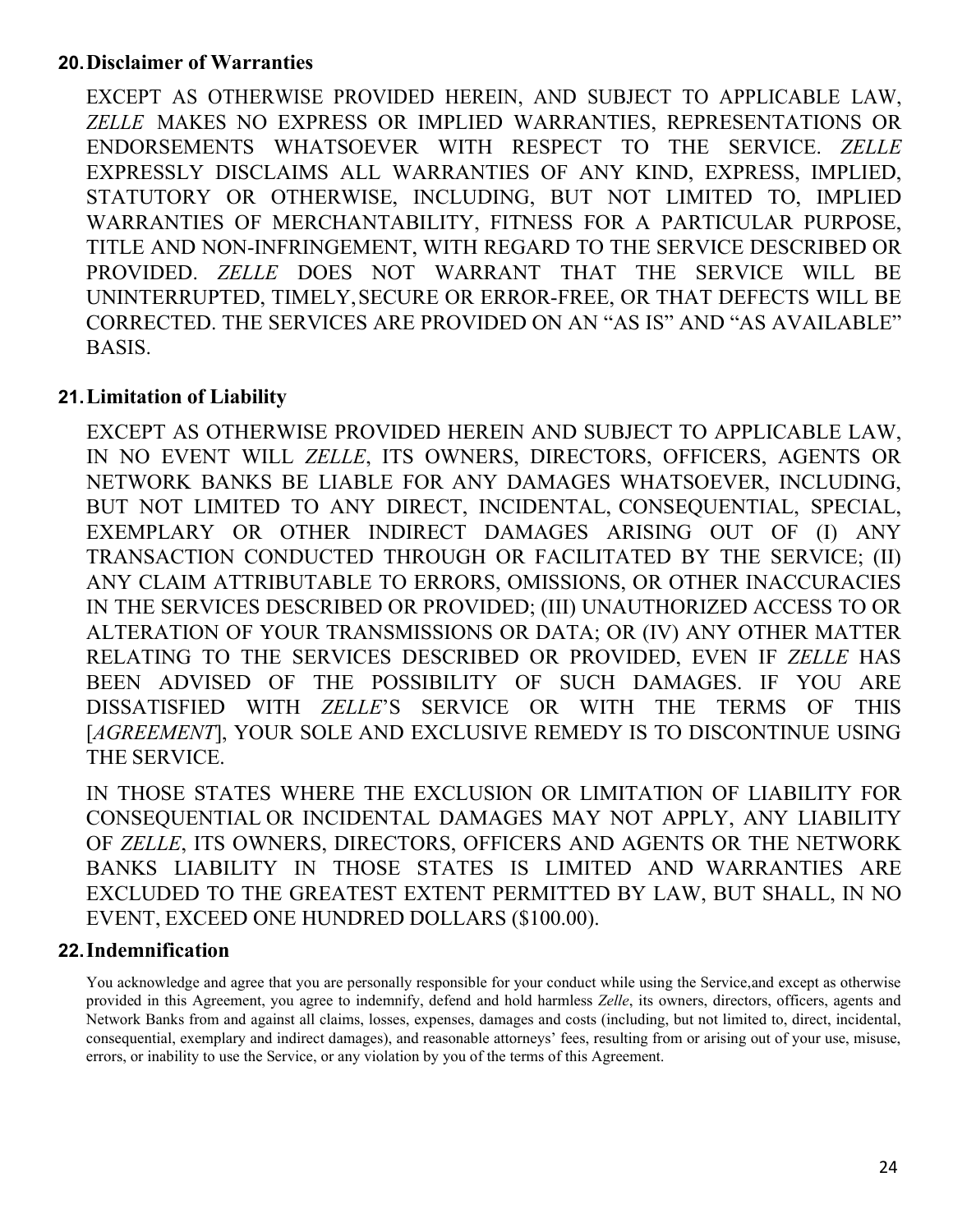## 20. Disclaimer of Warranties

EXCEPT AS OTHERWISE PROVIDED HEREIN, AND SUBJECT TO APPLICABLE LAW, *ZELLE* MAKES NO EXPRESS OR IMPLIED WARRANTIES, REPRESENTATIONS OR ENDORSEMENTS WHATSOEVER WITH RESPECT TO THE SERVICE. *ZELLE* EXPRESSLY DISCLAIMS ALL WARRANTIES OF ANY KIND, EXPRESS, IMPLIED, STATUTORY OR OTHERWISE, INCLUDING, BUT NOT LIMITED TO, IMPLIED WARRANTIES OF MERCHANTABILITY, FITNESS FOR A PARTICULAR PURPOSE, TITLE AND NON-INFRINGEMENT, WITH REGARD TO THE SERVICE DESCRIBED OR PROVIDED. *ZELLE* DOES NOT WARRANT THAT THE SERVICE WILL BE UNINTERRUPTED, TIMELY, SECURE OR ERROR-FREE, OR THAT DEFECTS WILL BE CORRECTED. THE SERVICES ARE PROVIDED ON AN "AS IS" AND "AS AVAILABLE" BASIS.

## 21. Limitation of Liability

EXCEPT AS OTHERWISE PROVIDED HEREIN AND SUBJECT TO APPLICABLE LAW, IN NO EVENT WILL *ZELLE*, ITS OWNERS, DIRECTORS, OFFICERS, AGENTS OR NETWORK BANKS BE LIABLE FOR ANY DAMAGES WHATSOEVER, INCLUDING, BUT NOT LIMITED TO ANY DIRECT, INCIDENTAL, CONSEQUENTIAL, SPECIAL, EXEMPLARY OR OTHER INDIRECT DAMAGES ARISING OUT OF (I) ANY TRANSACTION CONDUCTED THROUGH OR FACILITATED BY THE SERVICE; (II) ANY CLAIM ATTRIBUTABLE TO ERRORS, OMISSIONS, OR OTHER INACCURACIES IN THE SERVICES DESCRIBED OR PROVIDED; (III) UNAUTHORIZED ACCESS TO OR ALTERATION OF YOUR TRANSMISSIONS OR DATA; OR (IV) ANY OTHER MATTER RELATING TO THE SERVICES DESCRIBED OR PROVIDED, EVEN IF *ZELLE* HAS BEEN ADVISED OF THE POSSIBILITY OF SUCH DAMAGES. IF YOU ARE DISSATISFIED WITH *ZELLE*'S SERVICE OR WITH THE TERMS OF THIS [*AGREEMENT*], YOUR SOLE AND EXCLUSIVE REMEDY IS TO DISCONTINUE USING THE SERVICE.

IN THOSE STATES WHERE THE EXCLUSION OR LIMITATION OF LIABILITY FOR CONSEQUENTIAL OR INCIDENTAL DAMAGES MAY NOT APPLY, ANY LIABILITY OF *ZELLE*, ITS OWNERS, DIRECTORS, OFFICERS AND AGENTS OR THE NETWORK BANKS LIABILITY IN THOSE STATES IS LIMITED AND WARRANTIES ARE EXCLUDED TO THE GREATEST EXTENT PERMITTED BY LAW, BUT SHALL, IN NO EVENT, EXCEED ONE HUNDRED DOLLARS ($100.00).

## 22. Indemnification

You acknowledge and agree that you are personally responsible for your conduct while using the Service,and except as otherwise provided in this Agreement, you agree to indemnify, defend and hold harmless *Zelle*, its owners, directors, officers, agents and Network Banks from and against all claims, losses, expenses, damages and costs (including, but not limited to, direct, incidental, consequential, exemplary and indirect damages), and reasonable attorneys' fees, resulting from or arising out of your use, misuse, errors, or inability to use the Service, or any violation by you of the terms of this Agreement.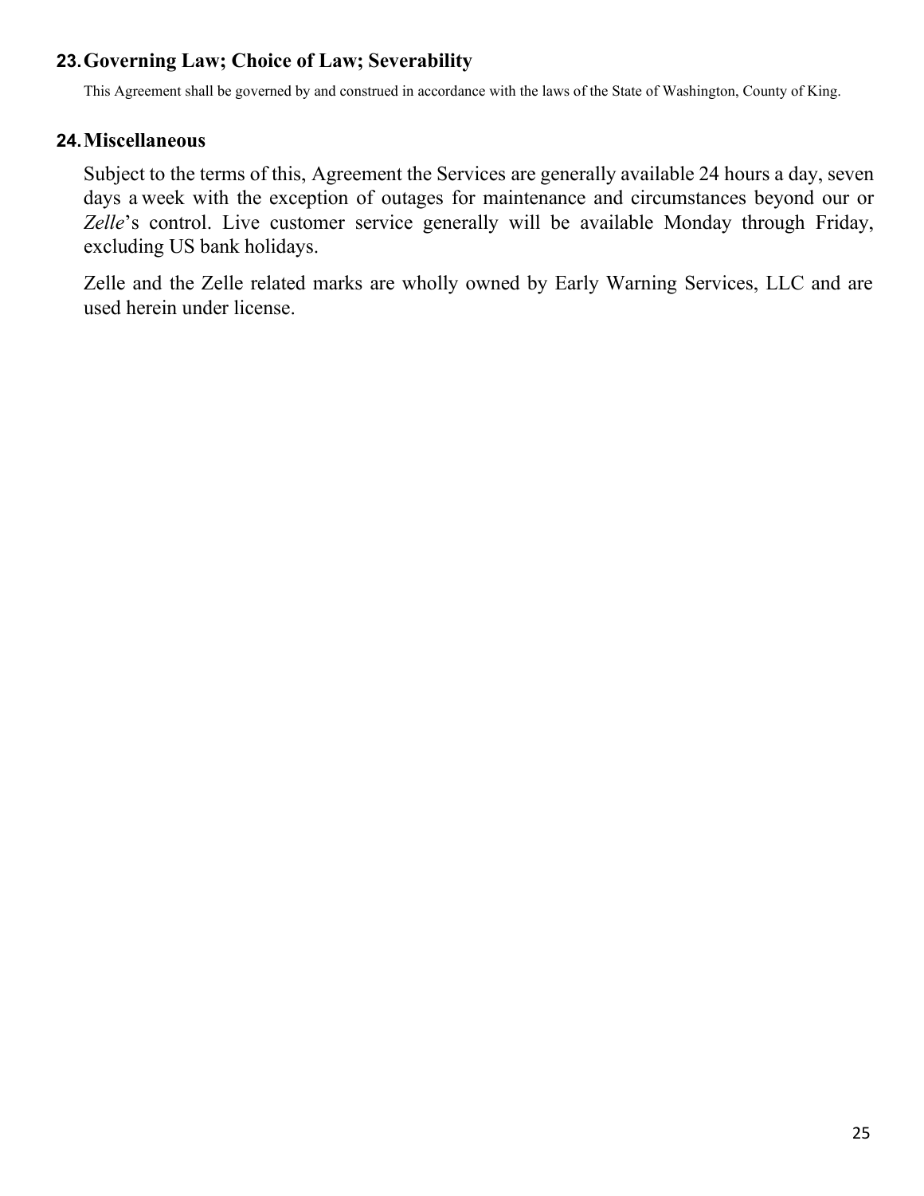## 23. Governing Law; Choice of Law; Severability

This Agreement shall be governed by and construed in accordance with the laws of the State of Washington, County of King.

## 24. Miscellaneous

Subject to the terms of this, Agreement the Services are generally available 24 hours a day, seven days a week with the exception of outages for maintenance and circumstances beyond our or *Zelle*'s control. Live customer service generally will be available Monday through Friday, excluding US bank holidays.

Zelle and the Zelle related marks are wholly owned by Early Warning Services, LLC and are used herein under license.